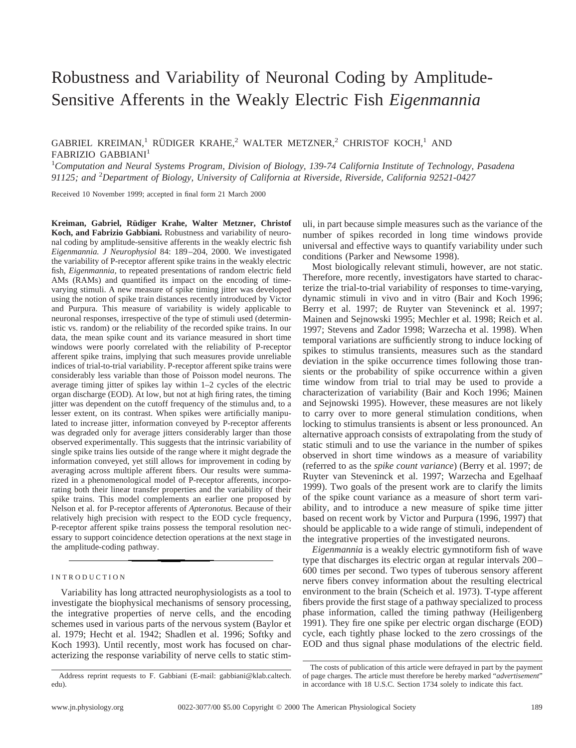# Robustness and Variability of Neuronal Coding by Amplitude-Sensitive Afferents in the Weakly Electric Fish *Eigenmannia*

GABRIEL KREIMAN,[1] RÜDIGER KRAHE,[2] WALTER METZNER,[2] CHRISTOF KOCH,[1] AND FABRIZIO GABBIANI[1]

[1]*Computation and Neural Systems Program, Division of Biology, 139-74 California Institute of Technology, Pasadena 91125; and* [2]*Department of Biology, University of California at Riverside, Riverside, California 92521-0427*

Received 10 November 1999; accepted in final form 21 March 2000

**Kreiman, Gabriel, Rüdiger Krahe, Walter Metzner, Christof Koch, and Fabrizio Gabbiani.** Robustness and variability of neuronal coding by amplitude-sensitive afferents in the weakly electric fish *Eigenmannia. J Neurophysiol* 84: 189–204, 2000. We investigated the variability of P-receptor afferent spike trains in the weakly electric fish, *Eigenmannia,* to repeated presentations of random electric field AMs (RAMs) and quantified its impact on the encoding of time-varying stimuli. A new measure of spike timing jitter was developed using the notion of spike train distances recently introduced by Victor and Purpura. This measure of variability is widely applicable to neuronal responses, irrespective of the type of stimuli used (deterministic vs. random) or the reliability of the recorded spike trains. In our data, the mean spike count and its variance measured in short time windows were poorly correlated with the reliability of P-receptor afferent spike trains, implying that such measures provide unreliable indices of trial-to-trial variability. P-receptor afferent spike trains were considerably less variable than those of Poisson model neurons. The average timing jitter of spikes lay within 1–2 cycles of the electric organ discharge (EOD). At low, but not at high firing rates, the timing jitter was dependent on the cutoff frequency of the stimulus and, to a lesser extent, on its contrast. When spikes were artificially manipulated to increase jitter, information conveyed by P-receptor afferents was degraded only for average jitters considerably larger than those observed experimentally. This suggests that the intrinsic variability of single spike trains lies outside of the range where it might degrade the information conveyed, yet still allows for improvement in coding by averaging across multiple afferent fibers. Our results were summarized in a phenomenological model of P-receptor afferents, incorporating both their linear transfer properties and the variability of their spike trains. This model complements an earlier one proposed by Nelson et al. for P-receptor afferents of *Apteronotus.* Because of their relatively high precision with respect to the EOD cycle frequency, P-receptor afferent spike trains possess the temporal resolution necessary to support coincidence detection operations at the next stage in the amplitude-coding pathway.

## INTRODUCTION

Variability has long attracted neurophysiologists as a tool to investigate the biophysical mechanisms of sensory processing, the integrative properties of nerve cells, and the encoding schemes used in various parts of the nervous system (Baylor et al. 1979; Hecht et al. 1942; Shadlen et al. 1996; Softky and Koch 1993). Until recently, most work has focused on characterizing the response variability of nerve cells to static stimuli, in part because simple measures such as the variance of the number of spikes recorded in long time windows provide universal and effective ways to quantify variability under such conditions (Parker and Newsome 1998).

Most biologically relevant stimuli, however, are not static. Therefore, more recently, investigators have started to characterize the trial-to-trial variability of responses to time-varying, dynamic stimuli in vivo and in vitro (Bair and Koch 1996; Berry et al. 1997; de Ruyter van Steveninck et al. 1997; Mainen and Sejnowski 1995; Mechler et al. 1998; Reich et al. 1997; Stevens and Zador 1998; Warzecha et al. 1998). When temporal variations are sufficiently strong to induce locking of spikes to stimulus transients, measures such as the standard deviation in the spike occurrence times following those transients or the probability of spike occurrence within a given time window from trial to trial may be used to provide a characterization of variability (Bair and Koch 1996; Mainen and Sejnowski 1995). However, these measures are not likely to carry over to more general stimulation conditions, when locking to stimulus transients is absent or less pronounced. An alternative approach consists of extrapolating from the study of static stimuli and to use the variance in the number of spikes observed in short time windows as a measure of variability (referred to as the *spike count variance*) (Berry et al. 1997; de Ruyter van Steveninck et al. 1997; Warzecha and Egelhaaf 1999). Two goals of the present work are to clarify the limits of the spike count variance as a measure of short term variability, and to introduce a new measure of spike time jitter based on recent work by Victor and Purpura (1996, 1997) that should be applicable to a wide range of stimuli, independent of the integrative properties of the investigated neurons.

*Eigenmannia* is a weakly electric gymnotiform fish of wave type that discharges its electric organ at regular intervals 200–600 times per second. Two types of tuberous sensory afferent nerve fibers convey information about the resulting electrical environment to the brain (Scheich et al. 1973). T-type afferent fibers provide the first stage of a pathway specialized to process phase information, called the timing pathway (Heiligenberg 1991). They fire one spike per electric organ discharge (EOD) cycle, each tightly phase locked to the zero crossings of the EOD and thus signal phase modulations of the electric field.

Address reprint requests to F. Gabbiani (E-mail: gabbiani@klab.caltech.edu).

The costs of publication of this article were defrayed in part by the payment of page charges. The article must therefore be hereby marked "*advertisement*" in accordance with 18 U.S.C. Section 1734 solely to indicate this fact.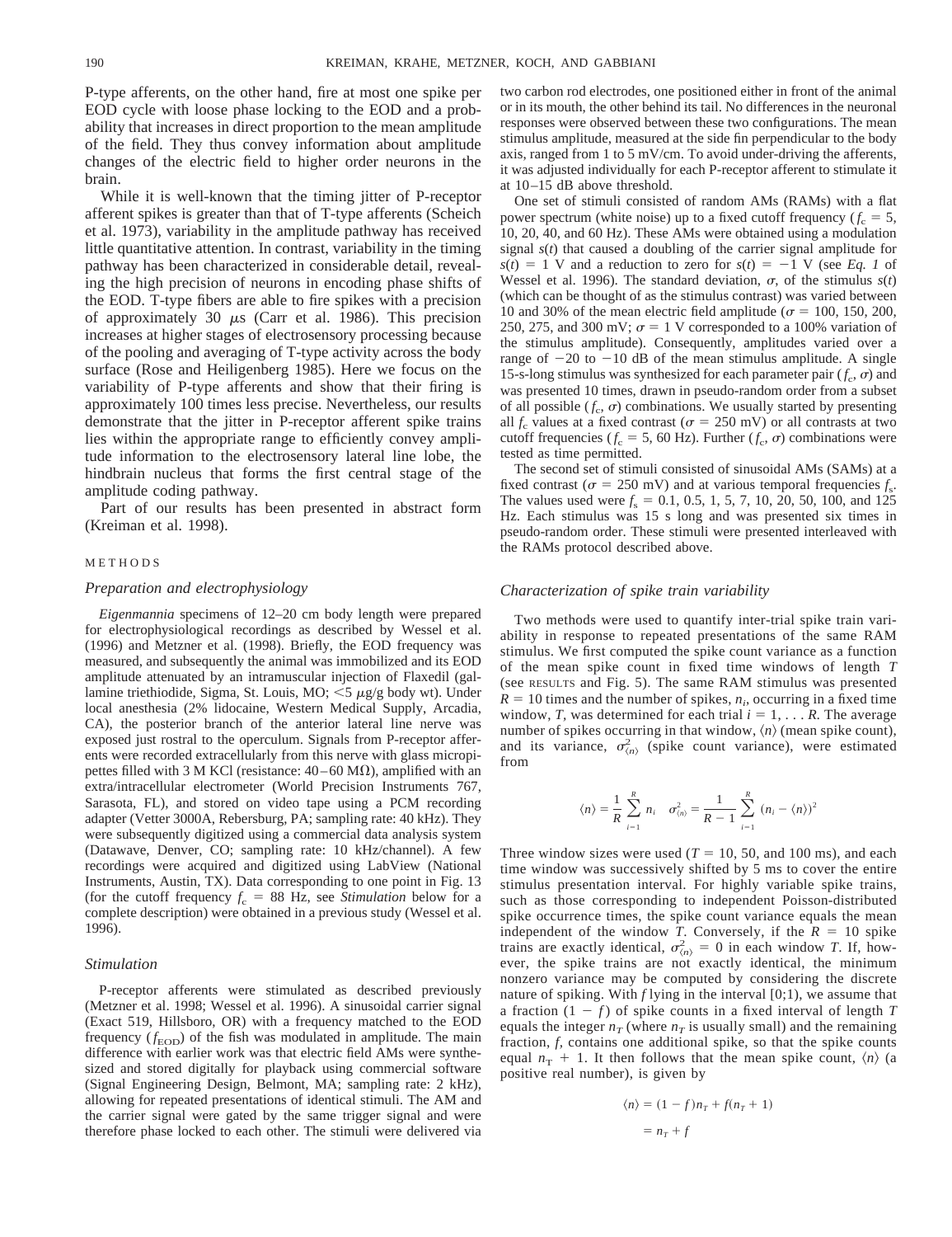P-type afferents, on the other hand, fire at most one spike per EOD cycle with loose phase locking to the EOD and a probability that increases in direct proportion to the mean amplitude of the field. They thus convey information about amplitude changes of the electric field to higher order neurons in the brain.

While it is well-known that the timing jitter of P-receptor afferent spikes is greater than that of T-type afferents (Scheich et al. 1973), variability in the amplitude pathway has received little quantitative attention. In contrast, variability in the timing pathway has been characterized in considerable detail, revealing the high precision of neurons in encoding phase shifts of the EOD. T-type fibers are able to fire spikes with a precision of approximately 30 μs (Carr et al. 1986). This precision increases at higher stages of electrosensory processing because of the pooling and averaging of T-type activity across the body surface (Rose and Heiligenberg 1985). Here we focus on the variability of P-type afferents and show that their firing is approximately 100 times less precise. Nevertheless, our results demonstrate that the jitter in P-receptor afferent spike trains lies within the appropriate range to efficiently convey amplitude information to the electrosensory lateral line lobe, the hindbrain nucleus that forms the first central stage of the amplitude coding pathway.

Part of our results has been presented in abstract form (Kreiman et al. 1998).

## METHODS

### *Preparation and electrophysiology*

*Eigenmannia* specimens of 12–20 cm body length were prepared for electrophysiological recordings as described by Wessel et al. (1996) and Metzner et al. (1998). Briefly, the EOD frequency was measured, and subsequently the animal was immobilized and its EOD amplitude attenuated by an intramuscular injection of Flaxedil (gallamine triethiodide, Sigma, St. Louis, MO; <5 μg/g body wt). Under local anesthesia (2% lidocaine, Western Medical Supply, Arcadia, CA), the posterior branch of the anterior lateral line nerve was exposed just rostral to the operculum. Signals from P-receptor afferents were recorded extracellularly from this nerve with glass micropipettes filled with 3 M KCl (resistance: 40–60 MΩ), amplified with an extra/intracellular electrometer (World Precision Instruments 767, Sarasota, FL), and stored on video tape using a PCM recording adapter (Vetter 3000A, Rebersburg, PA; sampling rate: 40 kHz). They were subsequently digitized using a commercial data analysis system (Datawave, Denver, CO; sampling rate: 10 kHz/channel). A few recordings were acquired and digitized using LabView (National Instruments, Austin, TX). Data corresponding to one point in Fig. 13 (for the cutoff frequency $f_c$ = 88 Hz, see *Stimulation* below for a complete description) were obtained in a previous study (Wessel et al. 1996).

### *Stimulation*

P-receptor afferents were stimulated as described previously (Metzner et al. 1998; Wessel et al. 1996). A sinusoidal carrier signal (Exact 519, Hillsboro, OR) with a frequency matched to the EOD frequency ($f_{EOD}$) of the fish was modulated in amplitude. The main difference with earlier work was that electric field AMs were synthesized and stored digitally for playback using commercial software (Signal Engineering Design, Belmont, MA; sampling rate: 2 kHz), allowing for repeated presentations of identical stimuli. The AM and the carrier signal were gated by the same trigger signal and were therefore phase locked to each other. The stimuli were delivered via two carbon rod electrodes, one positioned either in front of the animal or in its mouth, the other behind its tail. No differences in the neuronal responses were observed between these two configurations. The mean stimulus amplitude, measured at the side fin perpendicular to the body axis, ranged from 1 to 5 mV/cm. To avoid under-driving the afferents, it was adjusted individually for each P-receptor afferent to stimulate it at 10–15 dB above threshold.

One set of stimuli consisted of random AMs (RAMs) with a flat power spectrum (white noise) up to a fixed cutoff frequency ($f_c$ = 5, 10, 20, 40, and 60 Hz). These AMs were obtained using a modulation signal $s(t)$ that caused a doubling of the carrier signal amplitude for $s(t)$ = 1 V and a reduction to zero for $s(t)$ = −1 V (see *Eq. 1* of Wessel et al. 1996). The standard deviation, σ, of the stimulus $s(t)$ (which can be thought of as the stimulus contrast) was varied between 10 and 30% of the mean electric field amplitude (σ = 100, 150, 200, 250, 275, and 300 mV; σ = 1 V corresponded to a 100% variation of the stimulus amplitude). Consequently, amplitudes varied over a range of −20 to −10 dB of the mean stimulus amplitude. A single 15-s-long stimulus was synthesized for each parameter pair ($f_c$, σ) and was presented 10 times, drawn in pseudo-random order from a subset of all possible ($f_c$, σ) combinations. We usually started by presenting all $f_c$ values at a fixed contrast (σ = 250 mV) or all contrasts at two cutoff frequencies ($f_c$ = 5, 60 Hz). Further ($f_c$, σ) combinations were tested as time permitted.

The second set of stimuli consisted of sinusoidal AMs (SAMs) at a fixed contrast (σ = 250 mV) and at various temporal frequencies $f_s$. The values used were $f_s$ = 0.1, 0.5, 1, 5, 7, 10, 20, 50, 100, and 125 Hz. Each stimulus was 15 s long and was presented six times in pseudo-random order. These stimuli were presented interleaved with the RAMs protocol described above.

### *Characterization of spike train variability*

Two methods were used to quantify inter-trial spike train variability in response to repeated presentations of the same RAM stimulus. We first computed the spike count variance as a function of the mean spike count in fixed time windows of length $T$ (see RESULTS and Fig. 5). The same RAM stimulus was presented $R$ = 10 times and the number of spikes, $n_i$, occurring in a fixed time window, $T$, was determined for each trial $i = 1, \ldots R$. The average number of spikes occurring in that window, $\langle n \rangle$ (mean spike count), and its variance, $\sigma^2_{\langle n \rangle}$ (spike count variance), were estimated from

$$\langle n \rangle = \frac{1}{R}\sum_{i=1}^{R} n_i \quad \sigma^2_{\langle n \rangle} = \frac{1}{R-1}\sum_{i=1}^{R} (n_i - \langle n \rangle)^2$$

Three window sizes were used ($T$ = 10, 50, and 100 ms), and each time window was successively shifted by 5 ms to cover the entire stimulus presentation interval. For highly variable spike trains, such as those corresponding to independent Poisson-distributed spike occurrence times, the spike count variance equals the mean independent of the window $T$. Conversely, if the $R$ = 10 spike trains are exactly identical, $\sigma^2_{\langle n \rangle} = 0$ in each window $T$. If, however, the spike trains are not exactly identical, the minimum nonzero variance may be computed by considering the discrete nature of spiking. With $f$ lying in the interval [0;1), we assume that a fraction $(1 - f)$ of spike counts in a fixed interval of length $T$ equals the integer $n_T$ (where $n_T$ is usually small) and the remaining fraction, $f$, contains one additional spike, so that the spike counts equal $n_T + 1$. It then follows that the mean spike count, $\langle n \rangle$ (a positive real number), is given by

$$\begin{aligned}\langle n \rangle &= (1 - f)n_T + f(n_T + 1)\\ &= n_T + f\end{aligned}$$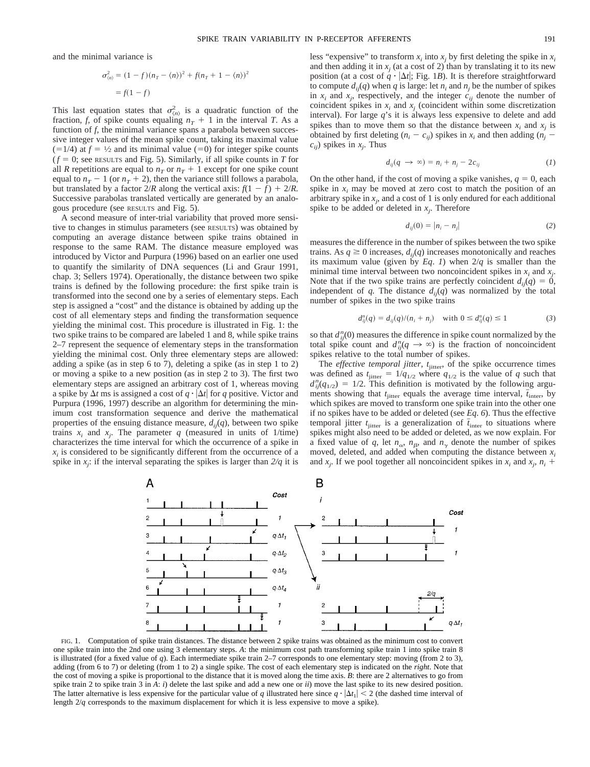and the minimal variance is

$$\sigma^2_{\langle n \rangle} = (1 - f)(n_T - \langle n \rangle)^2 + f(n_T + 1 - \langle n \rangle)^2$$
$$= f(1 - f)$$

This last equation states that $\sigma^2_{\langle n \rangle}$ is a quadratic function of the fraction, $f$, of spike counts equaling $n_T + 1$ in the interval $T$. As a function of $f$, the minimal variance spans a parabola between successive integer values of the mean spike count, taking its maximal value (=1/4) at $f = ½$ and its minimal value (=0) for integer spike counts ($f = 0$; see RESULTS and Fig. 5). Similarly, if all spike counts in $T$ for all $R$ repetitions are equal to $n_T$ or $n_T + 1$ except for one spike count equal to $n_T - 1$ (or $n_T + 2$), then the variance still follows a parabola, but translated by a factor $2/R$ along the vertical axis: $f(1 - f) + 2/R$. Successive parabolas translated vertically are generated by an analogous procedure (see RESULTS and Fig. 5).

A second measure of inter-trial variability that proved more sensitive to changes in stimulus parameters (see RESULTS) was obtained by computing an average distance between spike trains obtained in response to the same RAM. The distance measure employed was introduced by Victor and Purpura (1996) based on an earlier one used to quantify the similarity of DNA sequences (Li and Graur 1991, chap. 3; Sellers 1974). Operationally, the distance between two spike trains is defined by the following procedure: the first spike train is transformed into the second one by a series of elementary steps. Each step is assigned a "cost" and the distance is obtained by adding up the cost of all elementary steps and finding the transformation sequence yielding the minimal cost. This procedure is illustrated in Fig. 1: the two spike trains to be compared are labeled 1 and 8, while spike trains 2–7 represent the sequence of elementary steps in the transformation yielding the minimal cost. Only three elementary steps are allowed: adding a spike (as in step 6 to 7), deleting a spike (as in step 1 to 2) or moving a spike to a new position (as in step 2 to 3). The first two elementary steps are assigned an arbitrary cost of 1, whereas moving a spike by $\Delta t$ ms is assigned a cost of $q \cdot |\Delta t|$ for $q$ positive. Victor and Purpura (1996, 1997) describe an algorithm for determining the minimum cost transformation sequence and derive the mathematical properties of the ensuing distance measure, $d_{ij}(q)$, between two spike trains $x_i$ and $x_j$. The parameter $q$ (measured in units of 1/time) characterizes the time interval for which the occurrence of a spike in $x_i$ is considered to be significantly different from the occurrence of a spike in $x_j$: if the interval separating the spikes is larger than $2/q$ it is less "expensive" to transform $x_i$ into $x_j$ by first deleting the spike in $x_i$ and then adding it in $x_j$ (at a cost of 2) than by translating it to its new position (at a cost of $q \cdot |\Delta t|$; Fig. 1*B*). It is therefore straightforward to compute $d_{ij}(q)$ when $q$ is large: let $n_i$ and $n_j$ be the number of spikes in $x_i$ and $x_j$, respectively, and the integer $c_{ij}$ denote the number of coincident spikes in $x_i$ and $x_j$ (coincident within some discretization interval). For large $q$'s it is always less expensive to delete and add spikes than to move them so that the distance between $x_i$ and $x_j$ is obtained by first deleting $(n_i - c_{ij})$ spikes in $x_i$ and then adding $(n_j - c_{ij})$ spikes in $x_j$. Thus

$$d_{ij}(q \to \infty) = n_i + n_j - 2c_{ij} \tag{1}$$

On the other hand, if the cost of moving a spike vanishes, $q = 0$, each spike in $x_i$ may be moved at zero cost to match the position of an arbitrary spike in $x_j$, and a cost of 1 is only endured for each additional spike to be added or deleted in $x_j$. Therefore

$$d_{ij}(0) = |n_i - n_j| \tag{2}$$

measures the difference in the number of spikes between the two spike trains. As $q \geq 0$ increases, $d_{ij}(q)$ increases monotonically and reaches its maximum value (given by *Eq. 1*) when $2/q$ is smaller than the minimal time interval between two noncoincident spikes in $x_i$ and $x_j$. Note that if the two spike trains are perfectly coincident $d_{ij}(q) = 0$, independent of $q$. The distance $d_{ij}(q)$ was normalized by the total number of spikes in the two spike trains

$$d^n_{ij}(q) = d_{ij}(q)/(n_i + n_j) \quad \text{with } 0 \leq d^n_{ij}(q) \leq 1 \tag{3}$$

so that $d^n_{ij}(0)$ measures the difference in spike count normalized by the total spike count and $d^n_{ij}(q \to \infty)$ is the fraction of noncoincident spikes relative to the total number of spikes.

The *effective temporal jitter*, $t_{\text{jitter}}$, of the spike occurrence times was defined as $t_{\text{jitter}} = 1/q_{1/2}$ where $q_{1/2}$ is the value of $q$ such that $d^n_{ij}(q_{1/2}) = 1/2$. This definition is motivated by the following arguments showing that $t_{\text{jitter}}$ equals the average time interval, $\bar{t}_{\text{inter}}$, by which spikes are moved to transform one spike train into the other one if no spikes have to be added or deleted (see *Eq. 6*). Thus the effective temporal jitter $t_{\text{jitter}}$ is a generalization of $\bar{t}_{\text{inter}}$ to situations where spikes might also need to be added or deleted, as we now explain. For a fixed value of $q$, let $n_\alpha$, $n_\beta$, and $n_\gamma$ denote the number of spikes moved, deleted, and added when computing the distance between $x_i$ and $x_j$. If we pool together all noncoincident spikes in $x_i$ and $x_j$, $n_i +$

FIG. 1. Computation of spike train distances. The distance between 2 spike trains was obtained as the minimum cost to convert one spike train into the 2nd one using 3 elementary steps. *A*: the minimum cost path transforming spike train 1 into spike train 8 is illustrated (for a fixed value of $q$). Each intermediate spike train 2–7 corresponds to one elementary step: moving (from 2 to 3), adding (from 6 to 7) or deleting (from 1 to 2) a single spike. The cost of each elementary step is indicated on the *right*. Note that the cost of moving a spike is proportional to the distance that it is moved along the time axis. *B*: there are 2 alternatives to go from spike train 2 to spike train 3 in *A*: *i*) delete the last spike and add a new one or *ii*) move the last spike to its new desired position. The latter alternative is less expensive for the particular value of $q$ illustrated here since $q \cdot |\Delta t_1| < 2$ (the dashed time interval of length $2/q$ corresponds to the maximum displacement for which it is less expensive to move a spike).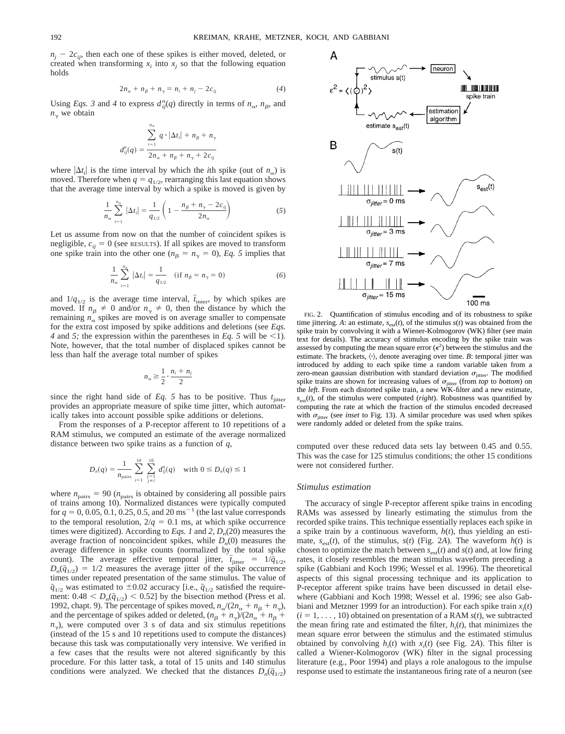$n_j - 2c_{ij}$, then each one of these spikes is either moved, deleted, or created when transforming $x_i$ into $x_j$ so that the following equation holds

$$2n_\alpha + n_\beta + n_\gamma = n_i + n_j - 2c_{ij} \tag{4}$$

Using *Eqs. 3* and *4* to express $d_{ij}^n(q)$ directly in terms of $n_\alpha$, $n_\beta$, and $n_\gamma$ we obtain

$$d_{ij}^n(q) = \frac{\sum_{i=1}^{n_\alpha} q \cdot |\Delta t_i| + n_\beta + n_\gamma}{2n_\alpha + n_\beta + n_\gamma + 2c_{ij}}$$

where $|\Delta t_i|$ is the time interval by which the $i$th spike (out of $n_\alpha$) is moved. Therefore when $q = q_{1/2}$, rearranging this last equation shows that the average time interval by which a spike is moved is given by

$$\frac{1}{n_\alpha} \sum_{i=1}^{n_\alpha} |\Delta t_i| = \frac{1}{q_{1/2}} \left(1 - \frac{n_\beta + n_\gamma - 2c_{ij}}{2n_\alpha}\right) \tag{5}$$

Let us assume from now on that the number of coincident spikes is negligible, $c_{ij} = 0$ (see RESULTS). If all spikes are moved to transform one spike train into the other one ($n_\beta = n_\gamma = 0$), *Eq. 5* implies that

$$\frac{1}{n_\alpha} \sum_{i=1}^{n_\alpha} |\Delta t_i| = \frac{1}{q_{1/2}} \quad (\text{if } n_\beta = n_\gamma = 0) \tag{6}$$

and $1/q_{1/2}$ is the average time interval, $\bar{t}_{\text{inter}}$, by which spikes are moved. If $n_\beta \neq 0$ and/or $n_\gamma \neq 0$, then the distance by which the remaining $n_\alpha$ spikes are moved is on average smaller to compensate for the extra cost imposed by spike additions and deletions (see *Eqs. 4* and *5;* the expression within the parentheses in *Eq. 5* will be $<1$). Note, however, that the total number of displaced spikes cannot be less than half the average total number of spikes

$$n_\alpha \geq \frac{1}{2} \cdot \frac{n_i + n_j}{2}$$

since the right hand side of *Eq. 5* has to be positive. Thus $t_{\text{jitter}}$ provides an appropriate measure of spike time jitter, which automatically takes into account possible spike additions or deletions.

From the responses of a P-receptor afferent to 10 repetitions of a RAM stimulus, we computed an estimate of the average normalized distance between two spike trains as a function of $q$,

$$D_n(q) = \frac{1}{n_{\text{pairs}}} \sum_{i=1}^{10} \sum_{\substack{j=1 \\ j \neq i}}^{10} d_{ij}^n(q) \quad \text{with } 0 \leq D_n(q) \leq 1$$

where $n_{\text{pairs}} = 90$ ($n_{\text{pairs}}$ is obtained by considering all possible pairs of trains among 10). Normalized distances were typically computed for $q = 0$, 0.05, 0.1, 0.25, 0.5, and 20 $\text{ms}^{-1}$ (the last value corresponds to the temporal resolution, $2/q = 0.1$ ms, at which spike occurrence times were digitized). According to *Eqs. 1* and *2*, $D_n(20)$ measures the average fraction of noncoincident spikes, while $D_n(0)$ measures the average difference in spike counts (normalized by the total spike count). The average effective temporal jitter, $\bar{t}_{\text{jitter}} = 1/\bar{q}_{1/2}$, $D_n(\bar{q}_{1/2}) = 1/2$ measures the average jitter of the spike occurrence times under repeated presentation of the same stimulus. The value of $\bar{q}_{1/2}$ was estimated to $\pm 0.02$ accuracy [i.e., $\bar{q}_{1/2}$ satisfied the requirement: $0.48 < D_n(\bar{q}_{1/2}) < 0.52$] by the bisection method (Press et al. 1992, chapt. 9). The percentage of spikes moved, $n_\alpha/(2n_\alpha + n_\beta + n_\gamma)$, and the percentage of spikes added or deleted, $(n_\beta + n_\gamma)/(2n_\alpha + n_\beta + n_\gamma)$, were computed over 3 s of data and six stimulus repetitions (instead of the 15 s and 10 repetitions used to compute the distances) because this task was computationally very intensive. We verified in a few cases that the results were not altered significantly by this procedure. For this latter task, a total of 15 units and 140 stimulus conditions were analyzed. We checked that the distances $D_n(\bar{q}_{1/2})$ computed over these reduced data sets lay between 0.45 and 0.55. This was the case for 125 stimulus conditions; the other 15 conditions were not considered further.

FIG. 2. Quantification of stimulus encoding and of its robustness to spike time jittering. *A*: an estimate, $s_{\text{est}}(t)$, of the stimulus $s(t)$ was obtained from the spike train by convolving it with a Wiener-Kolmogorov (WK) filter (see main text for details). The accuracy of stimulus encoding by the spike train was assessed by computing the mean square error ($\epsilon^2$) between the stimulus and the estimate. The brackets, $\langle \cdot \rangle$, denote averaging over time. *B*: temporal jitter was introduced by adding to each spike time a random variable taken from a zero-mean gaussian distribution with standard deviation $\sigma_{\text{jitter}}$. The modified spike trains are shown for increasing values of $\sigma_{\text{jitter}}$ (from *top* to *bottom*) on the *left*. From each distorted spike train, a new WK-filter and a new estimate, $s_{\text{est}}(t)$, of the stimulus were computed (*right*). Robustness was quantified by computing the rate at which the fraction of the stimulus encoded decreased with $\sigma_{\text{jitter}}$ (see *inset* to Fig. 13). A similar procedure was used when spikes were randomly added or deleted from the spike trains.

### *Stimulus estimation*

The accuracy of single P-receptor afferent spike trains in encoding RAMs was assessed by linearly estimating the stimulus from the recorded spike trains. This technique essentially replaces each spike in a spike train by a continuous waveform, $h(t)$, thus yielding an estimate, $s_{\text{est}}(t)$, of the stimulus, $s(t)$ (Fig. 2*A*). The waveform $h(t)$ is chosen to optimize the match between $s_{\text{est}}(t)$ and $s(t)$ and, at low firing rates, it closely resembles the mean stimulus waveform preceding a spike (Gabbiani and Koch 1996; Wessel et al. 1996). The theoretical aspects of this signal processing technique and its application to P-receptor afferent spike trains have been discussed in detail elsewhere (Gabbiani and Koch 1998; Wessel et al. 1996; see also Gabbiani and Metzner 1999 for an introduction). For each spike train $x_i(t)$ ($i = 1, \ldots, 10$) obtained on presentation of a RAM $s(t)$, we subtracted the mean firing rate and estimated the filter, $h_i(t)$, that minimizes the mean square error between the stimulus and the estimated stimulus obtained by convolving $h_i(t)$ with $x_i(t)$ (see Fig. 2*A*). This filter is called a Wiener-Kolmogorov (WK) filter in the signal processing literature (e.g., Poor 1994) and plays a role analogous to the impulse response used to estimate the instantaneous firing rate of a neuron (see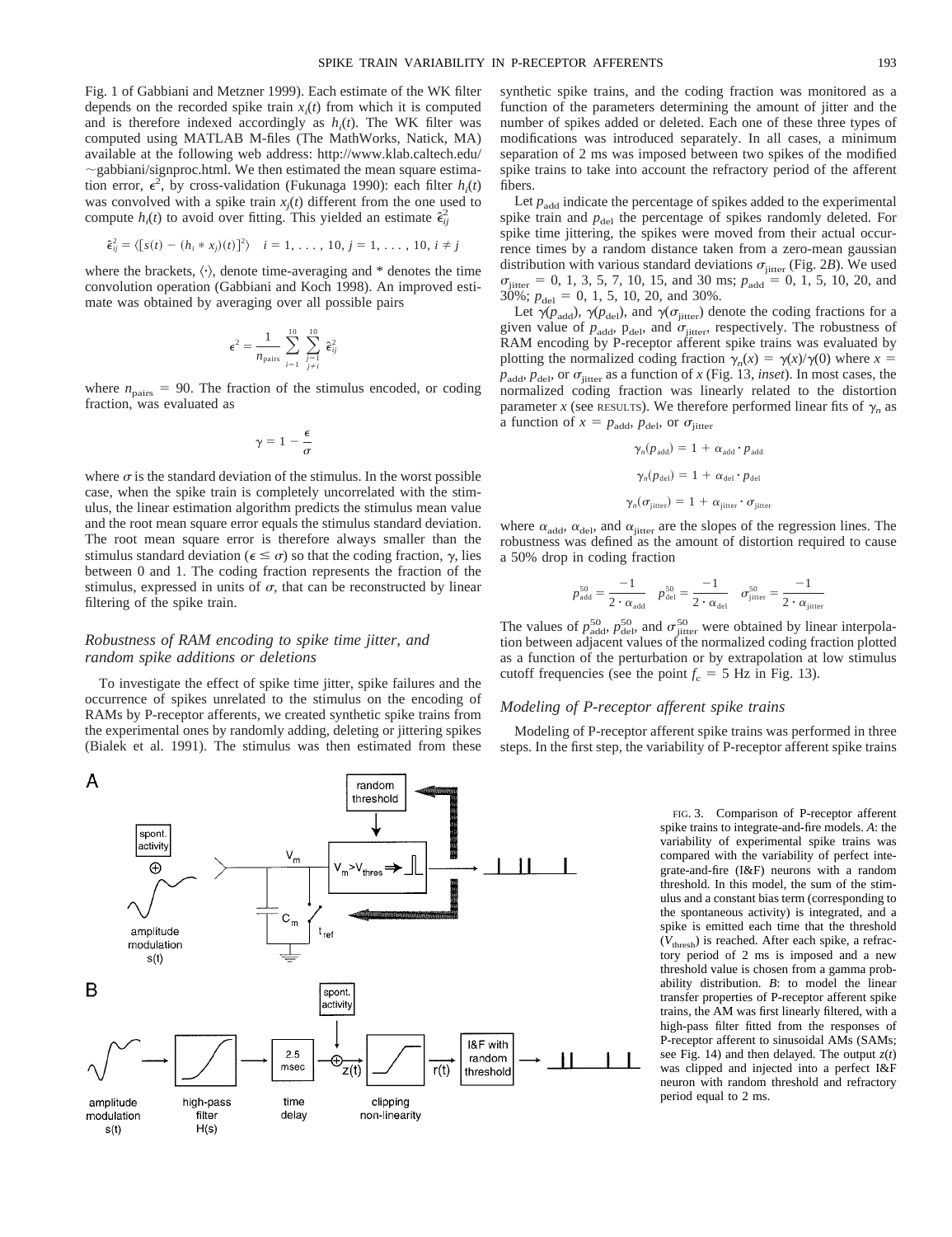Fig. 1 of Gabbiani and Metzner 1999). Each estimate of the WK filter depends on the recorded spike train $x_i(t)$ from which it is computed and is therefore indexed accordingly as $h_i(t)$. The WK filter was computed using MATLAB M-files (The MathWorks, Natick, MA) available at the following web address: http://www.klab.caltech.edu/~gabbiani/signproc.html. We then estimated the mean square estimation error, $\epsilon^2$, by cross-validation (Fukunaga 1990): each filter $h_i(t)$ was convolved with a spike train $x_j(t)$ different from the one used to compute $h_i(t)$ to avoid over fitting. This yielded an estimate $\hat{\epsilon}^2_{ij}$

$$\hat{\epsilon}^2_{ij} = \langle [s(t) - (h_i * x_j)(t)]^2 \rangle \quad i = 1, \ldots, 10, j = 1, \ldots, 10, i \neq j$$

where the brackets, $\langle \cdot \rangle$, denote time-averaging and * denotes the time convolution operation (Gabbiani and Koch 1998). An improved estimate was obtained by averaging over all possible pairs

$$\epsilon^2 = \frac{1}{n_{\text{pairs}}} \sum_{i=1}^{10} \sum_{\substack{j=1 \\ j \neq i}}^{10} \hat{\epsilon}^2_{ij}$$

where $n_{\text{pairs}} = 90$. The fraction of the stimulus encoded, or coding fraction, was evaluated as

$$\gamma = 1 - \frac{\epsilon}{\sigma}$$

where $\sigma$ is the standard deviation of the stimulus. In the worst possible case, when the spike train is completely uncorrelated with the stimulus, the linear estimation algorithm predicts the stimulus mean value and the root mean square error equals the stimulus standard deviation. The root mean square error is therefore always smaller than the stimulus standard deviation ($\epsilon \leq \sigma$) so that the coding fraction, $\gamma$, lies between 0 and 1. The coding fraction represents the fraction of the stimulus, expressed in units of $\sigma$, that can be reconstructed by linear filtering of the spike train.

### *Robustness of RAM encoding to spike time jitter, and random spike additions or deletions*

To investigate the effect of spike time jitter, spike failures and the occurrence of spikes unrelated to the stimulus on the encoding of RAMs by P-receptor afferents, we created synthetic spike trains from the experimental ones by randomly adding, deleting or jittering spikes (Bialek et al. 1991). The stimulus was then estimated from these synthetic spike trains, and the coding fraction was monitored as a function of the parameters determining the amount of jitter and the number of spikes added or deleted. Each one of these three types of modifications was introduced separately. In all cases, a minimum separation of 2 ms was imposed between two spikes of the modified spike trains to take into account the refractory period of the afferent fibers.

Let $p_{\text{add}}$ indicate the percentage of spikes added to the experimental spike train and $p_{\text{del}}$ the percentage of spikes randomly deleted. For spike time jittering, the spikes were moved from their actual occurrence times by a random distance taken from a zero-mean gaussian distribution with various standard deviations $\sigma_{\text{jitter}}$ (Fig. 2*B*). We used $\sigma_{\text{jitter}} = 0, 1, 3, 5, 7, 10, 15$, and 30 ms; $p_{\text{add}} = 0, 1, 5, 10, 20$, and 30%; $p_{\text{del}} = 0, 1, 5, 10, 20$, and 30%.

Let $\gamma(p_{\text{add}})$, $\gamma(p_{\text{del}})$, and $\gamma(\sigma_{\text{jitter}})$ denote the coding fractions for a given value of $p_{\text{add}}$, $p_{\text{del}}$, and $\sigma_{\text{jitter}}$, respectively. The robustness of RAM encoding by P-receptor afferent spike trains was evaluated by plotting the normalized coding fraction $\gamma_n(x) = \gamma(x)/\gamma(0)$ where $x = p_{\text{add}}$, $p_{\text{del}}$, or $\sigma_{\text{jitter}}$ as a function of $x$ (Fig. 13, *inset*). In most cases, the normalized coding fraction was linearly related to the distortion parameter $x$ (see RESULTS). We therefore performed linear fits of $\gamma_n$ as a function of $x = p_{\text{add}}$, $p_{\text{del}}$, or $\sigma_{\text{jitter}}$

$$\gamma_n(p_{\text{add}}) = 1 + \alpha_{\text{add}} \cdot p_{\text{add}}$$

$$\gamma_n(p_{\text{del}}) = 1 + \alpha_{\text{del}} \cdot p_{\text{del}}$$

$$\gamma_n(\sigma_{\text{jitter}}) = 1 + \alpha_{\text{jitter}} \cdot \sigma_{\text{jitter}}$$

where $\alpha_{\text{add}}$, $\alpha_{\text{del}}$, and $\alpha_{\text{jitter}}$ are the slopes of the regression lines. The robustness was defined as the amount of distortion required to cause a 50% drop in coding fraction

$$p^{50}_{\text{add}} = \frac{-1}{2 \cdot \alpha_{\text{add}}} \quad p^{50}_{\text{del}} = \frac{-1}{2 \cdot \alpha_{\text{del}}} \quad \sigma^{50}_{\text{jitter}} = \frac{-1}{2 \cdot \alpha_{\text{jitter}}}$$

The values of $p^{50}_{\text{add}}$, $p^{50}_{\text{del}}$, and $\sigma^{50}_{\text{jitter}}$ were obtained by linear interpolation between adjacent values of the normalized coding fraction plotted as a function of the perturbation or by extrapolation at low stimulus cutoff frequencies (see the point $f_c = 5$ Hz in Fig. 13).

### *Modeling of P-receptor afferent spike trains*

Modeling of P-receptor afferent spike trains was performed in three steps. In the first step, the variability of P-receptor afferent spike trains

FIG. 3. Comparison of P-receptor afferent spike trains to integrate-and-fire models. *A*: the variability of experimental spike trains was compared with the variability of perfect integrate-and-fire (I&F) neurons with a random threshold. In this model, the sum of the stimulus and a constant bias term (corresponding to the spontaneous activity) is integrated, and a spike is emitted each time that the threshold ($V_{\text{thresh}}$) is reached. After each spike, a refractory period of 2 ms is imposed and a new threshold value is chosen from a gamma probability distribution. *B*: to model the linear transfer properties of P-receptor afferent spike trains, the AM was first linearly filtered, with a high-pass filter fitted from the responses of P-receptor afferent to sinusoidal AMs (SAMs; see Fig. 14) and then delayed. The output $z(t)$ was clipped and injected into a perfect I&F neuron with random threshold and refractory period equal to 2 ms.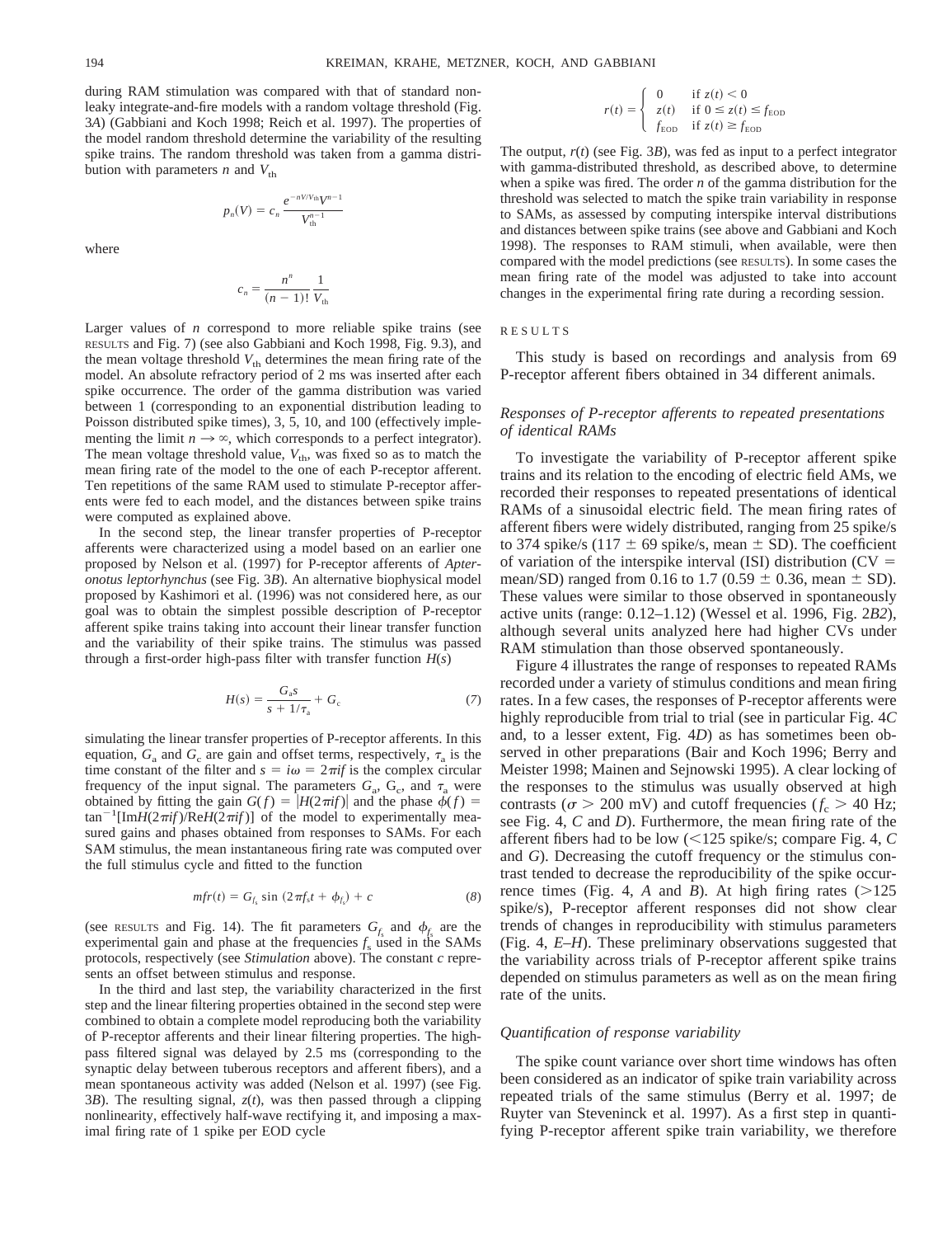during RAM stimulation was compared with that of standard non-leaky integrate-and-fire models with a random voltage threshold (Fig. 3*A*) (Gabbiani and Koch 1998; Reich et al. 1997). The properties of the model random threshold determine the variability of the resulting spike trains. The random threshold was taken from a gamma distribution with parameters $n$ and $V_{\text{th}}$

$$p_n(V) = c_n \frac{e^{-nV/V_{\text{th}}} V^{n-1}}{V_{\text{th}}^{n-1}}$$

where

$$c_n = \frac{n^n}{(n-1)!} \frac{1}{V_{\text{th}}}$$

Larger values of $n$ correspond to more reliable spike trains (see RESULTS and Fig. 7) (see also Gabbiani and Koch 1998, Fig. 9.3), and the mean voltage threshold $V_{\text{th}}$ determines the mean firing rate of the model. An absolute refractory period of 2 ms was inserted after each spike occurrence. The order of the gamma distribution was varied between 1 (corresponding to an exponential distribution leading to Poisson distributed spike times), 3, 5, 10, and 100 (effectively implementing the limit $n \to \infty$, which corresponds to a perfect integrator). The mean voltage threshold value, $V_{\text{th}}$, was fixed so as to match the mean firing rate of the model to the one of each P-receptor afferent. Ten repetitions of the same RAM used to stimulate P-receptor afferents were fed to each model, and the distances between spike trains were computed as explained above.

In the second step, the linear transfer properties of P-receptor afferents were characterized using a model based on an earlier one proposed by Nelson et al. (1997) for P-receptor afferents of *Apteronotus leptorhynchus* (see Fig. 3*B*). An alternative biophysical model proposed by Kashimori et al. (1996) was not considered here, as our goal was to obtain the simplest possible description of P-receptor afferent spike trains taking into account their linear transfer function and the variability of their spike trains. The stimulus was passed through a first-order high-pass filter with transfer function $H(s)$

$$H(s) = \frac{G_a s}{s + 1/\tau_a} + G_c \tag{7}$$

simulating the linear transfer properties of P-receptor afferents. In this equation, $G_a$ and $G_c$ are gain and offset terms, respectively, $\tau_a$ is the time constant of the filter and $s = i\omega = 2\pi i f$ is the complex circular frequency of the input signal. The parameters $G_a$, $G_c$, and $\tau_a$ were obtained by fitting the gain $G(f) = |H(2\pi i f)|$ and the phase $\phi(f) = \tan^{-1}[\text{Im}H(2\pi i f)/\text{Re}H(2\pi i f)]$ of the model to experimentally measured gains and phases obtained from responses to SAMs. For each SAM stimulus, the mean instantaneous firing rate was computed over the full stimulus cycle and fitted to the function

$$mfr(t) = G_{f_s} \sin(2\pi f_s t + \phi_{f_s}) + c \tag{8}$$

(see RESULTS and Fig. 14). The fit parameters $G_{f_s}$ and $\phi_{f_s}$ are the experimental gain and phase at the frequencies $f_s$ used in the SAMs protocols, respectively (see *Stimulation* above). The constant $c$ represents an offset between stimulus and response.

In the third and last step, the variability characterized in the first step and the linear filtering properties obtained in the second step were combined to obtain a complete model reproducing both the variability of P-receptor afferents and their linear filtering properties. The high-pass filtered signal was delayed by 2.5 ms (corresponding to the synaptic delay between tuberous receptors and afferent fibers), and a mean spontaneous activity was added (Nelson et al. 1997) (see Fig. 3*B*). The resulting signal, $z(t)$, was then passed through a clipping nonlinearity, effectively half-wave rectifying it, and imposing a maximal firing rate of 1 spike per EOD cycle

$$r(t) = \begin{cases} 0 & \text{if } z(t) < 0 \\ z(t) & \text{if } 0 \le z(t) \le f_{\text{EOD}} \\ f_{\text{EOD}} & \text{if } z(t) \ge f_{\text{EOD}} \end{cases}$$

The output, $r(t)$ (see Fig. 3*B*), was fed as input to a perfect integrator with gamma-distributed threshold, as described above, to determine when a spike was fired. The order $n$ of the gamma distribution for the threshold was selected to match the spike train variability in response to SAMs, as assessed by computing interspike interval distributions and distances between spike trains (see above and Gabbiani and Koch 1998). The responses to RAM stimuli, when available, were then compared with the model predictions (see RESULTS). In some cases the mean firing rate of the model was adjusted to take into account changes in the experimental firing rate during a recording session.

## RESULTS

This study is based on recordings and analysis from 69 P-receptor afferent fibers obtained in 34 different animals.

### *Responses of P-receptor afferents to repeated presentations of identical RAMs*

To investigate the variability of P-receptor afferent spike trains and its relation to the encoding of electric field AMs, we recorded their responses to repeated presentations of identical RAMs of a sinusoidal electric field. The mean firing rates of afferent fibers were widely distributed, ranging from 25 spike/s to 374 spike/s (117 ± 69 spike/s, mean ± SD). The coefficient of variation of the interspike interval (ISI) distribution (CV = mean/SD) ranged from 0.16 to 1.7 (0.59 ± 0.36, mean ± SD). These values were similar to those observed in spontaneously active units (range: 0.12–1.12) (Wessel et al. 1996, Fig. 2*B2*), although several units analyzed here had higher CVs under RAM stimulation than those observed spontaneously.

Figure 4 illustrates the range of responses to repeated RAMs recorded under a variety of stimulus conditions and mean firing rates. In a few cases, the responses of P-receptor afferents were highly reproducible from trial to trial (see in particular Fig. 4*C* and, to a lesser extent, Fig. 4*D*) as has sometimes been observed in other preparations (Bair and Koch 1996; Berry and Meister 1998; Mainen and Sejnowski 1995). A clear locking of the responses to the stimulus was usually observed at high contrasts ($\sigma > 200$ mV) and cutoff frequencies ($f_c > 40$ Hz; see Fig. 4, *C* and *D*). Furthermore, the mean firing rate of the afferent fibers had to be low (<125 spike/s; compare Fig. 4, *C* and *G*). Decreasing the cutoff frequency or the stimulus contrast tended to decrease the reproducibility of the spike occurrence times (Fig. 4, *A* and *B*). At high firing rates (>125 spike/s), P-receptor afferent responses did not show clear trends of changes in reproducibility with stimulus parameters (Fig. 4, *E–H*). These preliminary observations suggested that the variability across trials of P-receptor afferent spike trains depended on stimulus parameters as well as on the mean firing rate of the units.

### *Quantification of response variability*

The spike count variance over short time windows has often been considered as an indicator of spike train variability across repeated trials of the same stimulus (Berry et al. 1997; de Ruyter van Steveninck et al. 1997). As a first step in quantifying P-receptor afferent spike train variability, we therefore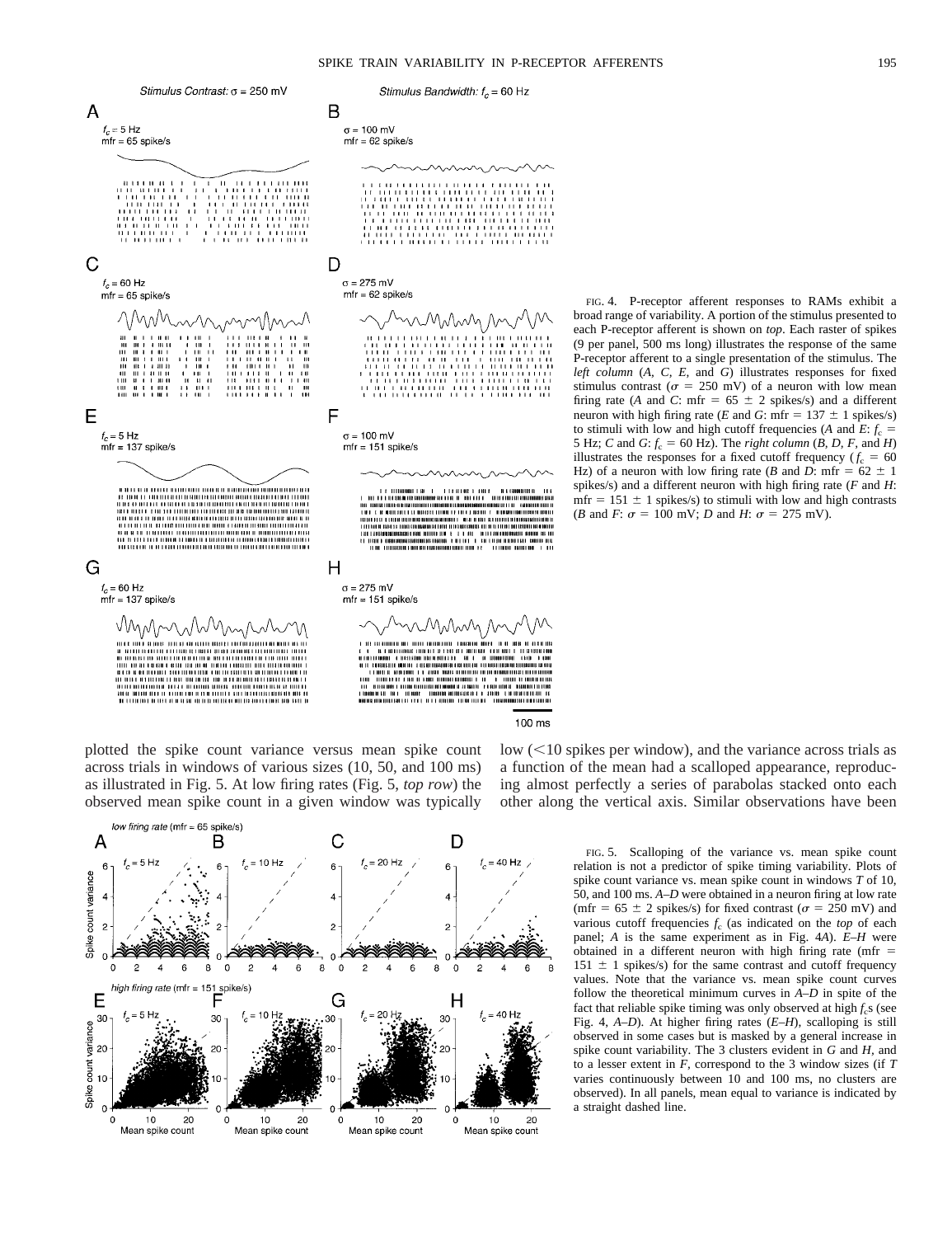FIG. 4. P-receptor afferent responses to RAMs exhibit a broad range of variability. A portion of the stimulus presented to each P-receptor afferent is shown on *top*. Each raster of spikes (9 per panel, 500 ms long) illustrates the response of the same P-receptor afferent to a single presentation of the stimulus. The *left column* (*A*, *C*, *E*, and *G*) illustrates responses for fixed stimulus contrast ($\sigma$ = 250 mV) of a neuron with low mean firing rate (*A* and *C*: mfr = 65 ± 2 spikes/s) and a different neuron with high firing rate (*E* and *G*: mfr = 137 ± 1 spikes/s) to stimuli with low and high cutoff frequencies (*A* and *E*: $f_c$ = 5 Hz; *C* and *G*: $f_c$ = 60 Hz). The *right column* (*B*, *D*, *F*, and *H*) illustrates the responses for a fixed cutoff frequency ($f_c$ = 60 Hz) of a neuron with low firing rate (*B* and *D*: mfr = 62 ± 1 spikes/s) and a different neuron with high firing rate (*F* and *H*: mfr = 151 ± 1 spikes/s) to stimuli with low and high contrasts (*B* and *F*: $\sigma$ = 100 mV; *D* and *H*: $\sigma$ = 275 mV).

plotted the spike count variance versus mean spike count across trials in windows of various sizes (10, 50, and 100 ms) as illustrated in Fig. 5. At low firing rates (Fig. 5, *top row*) the observed mean spike count in a given window was typically low (<10 spikes per window), and the variance across trials as a function of the mean had a scalloped appearance, reproducing almost perfectly a series of parabolas stacked onto each other along the vertical axis. Similar observations have been

FIG. 5. Scalloping of the variance vs. mean spike count relation is not a predictor of spike timing variability. Plots of spike count variance vs. mean spike count in windows *T* of 10, 50, and 100 ms. *A–D* were obtained in a neuron firing at low rate (mfr = 65 ± 2 spikes/s) for fixed contrast ($\sigma$ = 250 mV) and various cutoff frequencies $f_c$ (as indicated on the *top* of each panel; *A* is the same experiment as in Fig. 4*A*). *E–H* were obtained in a different neuron with high firing rate (mfr = 151 ± 1 spikes/s) for the same contrast and cutoff frequency values. Note that the variance vs. mean spike count curves follow the theoretical minimum curves in *A–D* in spite of the fact that reliable spike timing was only observed at high $f_c$s (see Fig. 4, *A–D*). At higher firing rates (*E–H*), scalloping is still observed in some cases but is masked by a general increase in spike count variability. The 3 clusters evident in *G* and *H*, and to a lesser extent in *F*, correspond to the 3 window sizes (if *T* varies continuously between 10 and 100 ms, no clusters are observed). In all panels, mean equal to variance is indicated by a straight dashed line.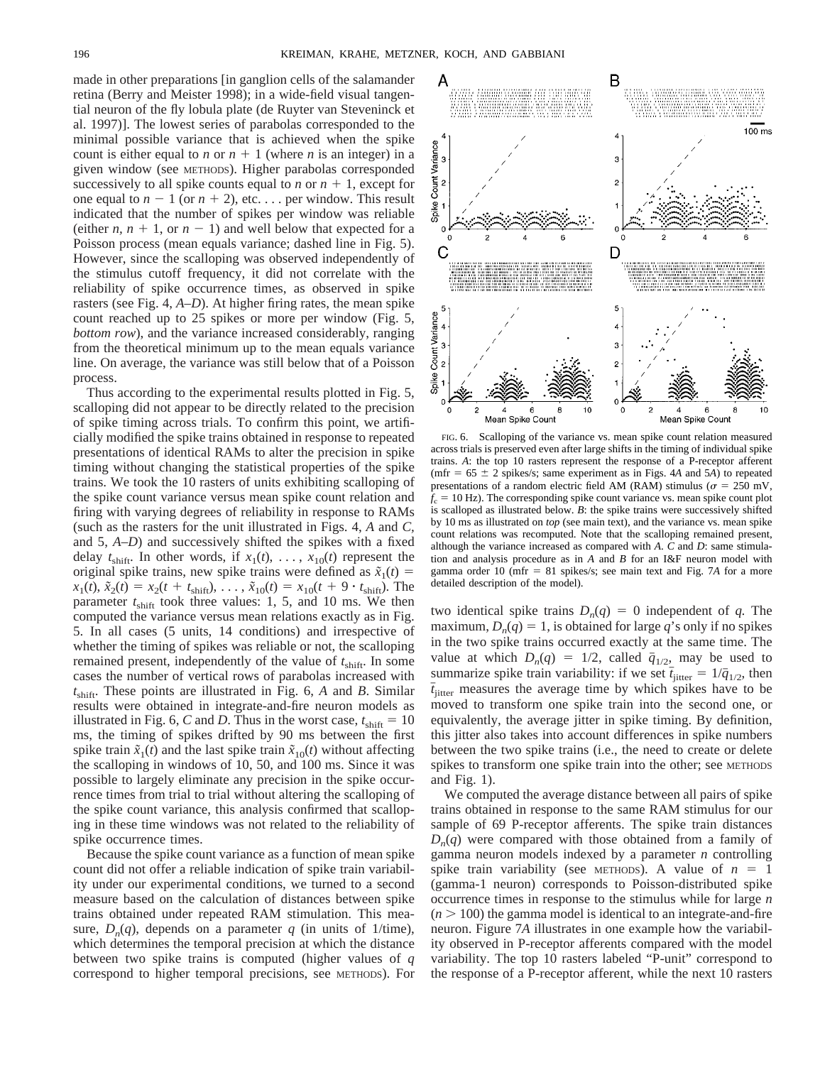made in other preparations [in ganglion cells of the salamander retina (Berry and Meister 1998); in a wide-field visual tangential neuron of the fly lobula plate (de Ruyter van Steveninck et al. 1997)]. The lowest series of parabolas corresponded to the minimal possible variance that is achieved when the spike count is either equal to $n$ or $n + 1$ (where $n$ is an integer) in a given window (see METHODS). Higher parabolas corresponded successively to all spike counts equal to $n$ or $n + 1$, except for one equal to $n - 1$ (or $n + 2$), etc. . . . per window. This result indicated that the number of spikes per window was reliable (either $n$, $n + 1$, or $n - 1$) and well below that expected for a Poisson process (mean equals variance; dashed line in Fig. 5). However, since the scalloping was observed independently of the stimulus cutoff frequency, it did not correlate with the reliability of spike occurrence times, as observed in spike rasters (see Fig. 4, *A–D*). At higher firing rates, the mean spike count reached up to 25 spikes or more per window (Fig. 5, *bottom row*), and the variance increased considerably, ranging from the theoretical minimum up to the mean equals variance line. On average, the variance was still below that of a Poisson process.

Thus according to the experimental results plotted in Fig. 5, scalloping did not appear to be directly related to the precision of spike timing across trials. To confirm this point, we artificially modified the spike trains obtained in response to repeated presentations of identical RAMs to alter the precision in spike timing without changing the statistical properties of the spike trains. We took the 10 rasters of units exhibiting scalloping of the spike count variance versus mean spike count relation and firing with varying degrees of reliability in response to RAMs (such as the rasters for the unit illustrated in Figs. 4, *A* and *C*, and 5, *A–D*) and successively shifted the spikes with a fixed delay $t_{\text{shift}}$. In other words, if $x_1(t), \ldots, x_{10}(t)$ represent the original spike trains, new spike trains were defined as $\tilde{x}_1(t) = x_1(t)$, $\tilde{x}_2(t) = x_2(t + t_{\text{shift}}), \ldots, \tilde{x}_{10}(t) = x_{10}(t + 9 \cdot t_{\text{shift}})$. The parameter $t_{\text{shift}}$ took three values: 1, 5, and 10 ms. We then computed the variance versus mean relations exactly as in Fig. 5. In all cases (5 units, 14 conditions) and irrespective of whether the timing of spikes was reliable or not, the scalloping remained present, independently of the value of $t_{\text{shift}}$. In some cases the number of vertical rows of parabolas increased with $t_{\text{shift}}$. These points are illustrated in Fig. 6, *A* and *B*. Similar results were obtained in integrate-and-fire neuron models as illustrated in Fig. 6, *C* and *D*. Thus in the worst case, $t_{\text{shift}} = 10$ ms, the timing of spikes drifted by 90 ms between the first spike train $\tilde{x}_1(t)$ and the last spike train $\tilde{x}_{10}(t)$ without affecting the scalloping in windows of 10, 50, and 100 ms. Since it was possible to largely eliminate any precision in the spike occurrence times from trial to trial without altering the scalloping of the spike count variance, this analysis confirmed that scalloping in these time windows was not related to the reliability of spike occurrence times.

Because the spike count variance as a function of mean spike count did not offer a reliable indication of spike train variability under our experimental conditions, we turned to a second measure based on the calculation of distances between spike trains obtained under repeated RAM stimulation. This measure, $D_n(q)$, depends on a parameter $q$ (in units of 1/time), which determines the temporal precision at which the distance between two spike trains is computed (higher values of $q$ correspond to higher temporal precisions, see METHODS). For two identical spike trains $D_n(q) = 0$ independent of $q$. The maximum, $D_n(q) = 1$, is obtained for large $q$'s only if no spikes in the two spike trains occurred exactly at the same time. The value at which $D_n(q) = 1/2$, called $\bar{q}_{1/2}$, may be used to summarize spike train variability: if we set $\bar{t}_{\text{jitter}} = 1/\bar{q}_{1/2}$, then $\bar{t}_{\text{jitter}}$ measures the average time by which spikes have to be moved to transform one spike train into the second one, or equivalently, the average jitter in spike timing. By definition, this jitter also takes into account differences in spike numbers between the two spike trains (i.e., the need to create or delete spikes to transform one spike train into the other; see METHODS and Fig. 1).

We computed the average distance between all pairs of spike trains obtained in response to the same RAM stimulus for our sample of 69 P-receptor afferents. The spike train distances $D_n(q)$ were compared with those obtained from a family of gamma neuron models indexed by a parameter $n$ controlling spike train variability (see METHODS). A value of $n = 1$ (gamma-1 neuron) corresponds to Poisson-distributed spike occurrence times in response to the stimulus while for large $n$ ($n > 100$) the gamma model is identical to an integrate-and-fire neuron. Figure 7*A* illustrates in one example how the variability observed in P-receptor afferents compared with the model variability. The top 10 rasters labeled "P-unit" correspond to the response of a P-receptor afferent, while the next 10 rasters

FIG. 6. Scalloping of the variance vs. mean spike count relation measured across trials is preserved even after large shifts in the timing of individual spike trains. *A*: the top 10 rasters represent the response of a P-receptor afferent (mfr = 65 ± 2 spikes/s; same experiment as in Figs. 4*A* and 5*A*) to repeated presentations of a random electric field AM (RAM) stimulus ($\sigma$ = 250 mV, $f_c$ = 10 Hz). The corresponding spike count variance vs. mean spike count plot is scalloped as illustrated below. *B*: the spike trains were successively shifted by 10 ms as illustrated on *top* (see main text), and the variance vs. mean spike count relations was recomputed. Note that the scalloping remained present, although the variance increased as compared with *A*. *C* and *D*: same stimulation and analysis procedure as in *A* and *B* for an I&F neuron model with gamma order 10 (mfr = 81 spikes/s; see main text and Fig. 7*A* for a more detailed description of the model).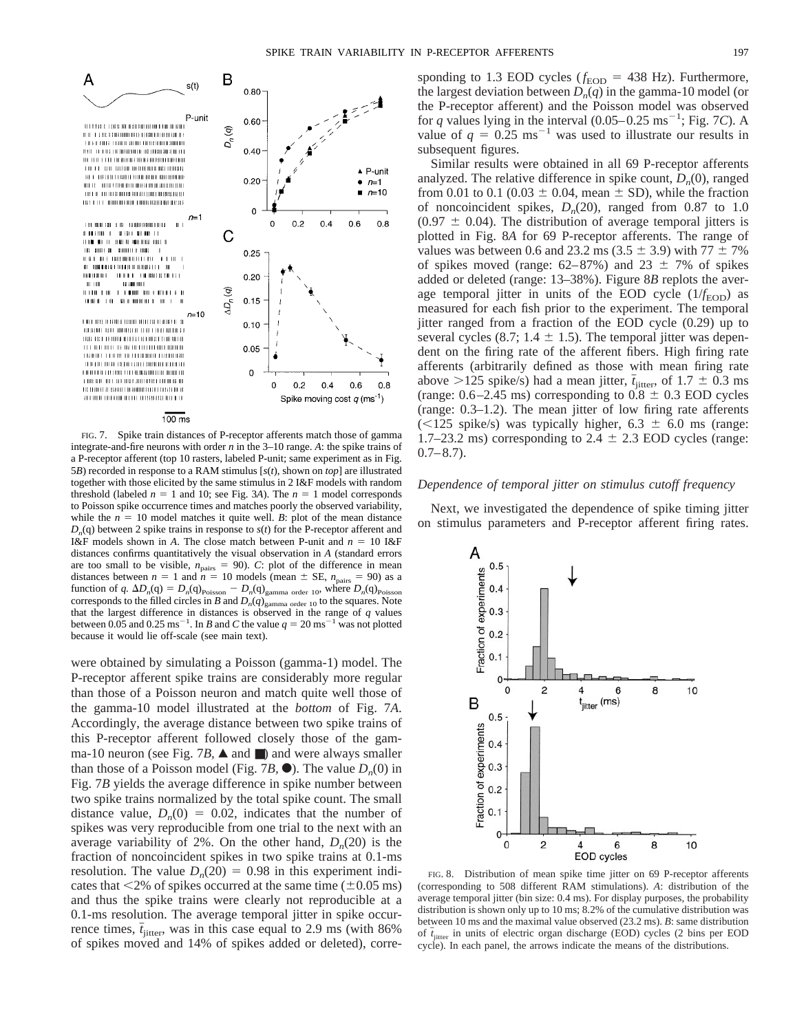FIG. 7. Spike train distances of P-receptor afferents match those of gamma integrate-and-fire neurons with order $n$ in the 3–10 range. *A*: the spike trains of a P-receptor afferent (top 10 rasters, labeled P-unit; same experiment as in Fig. 5*B*) recorded in response to a RAM stimulus [$s(t)$, shown on *top*] are illustrated together with those elicited by the same stimulus in 2 I&F models with random threshold (labeled $n = 1$ and 10; see Fig. 3*A*). The $n = 1$ model corresponds to Poisson spike occurrence times and matches poorly the observed variability, while the $n = 10$ model matches it quite well. *B*: plot of the mean distance $D_n(q)$ between 2 spike trains in response to $s(t)$ for the P-receptor afferent and I&F models shown in *A*. The close match between P-unit and $n = 10$ I&F distances confirms quantitatively the visual observation in *A* (standard errors are too small to be visible, $n_{\text{pairs}} = 90$). *C*: plot of the difference in mean distances between $n = 1$ and $n = 10$ models (mean ± SE, $n_{\text{pairs}} = 90$) as a function of $q$. $\Delta D_n(q) = D_n(q)_{\text{Poisson}} - D_n(q)_{\text{gamma order 10}}$, where $D_n(q)_{\text{Poisson}}$ corresponds to the filled circles in *B* and $D_n(q)_{\text{gamma order 10}}$ to the squares. Note that the largest difference in distances is observed in the range of $q$ values between 0.05 and 0.25 $\text{ms}^{-1}$. In *B* and *C* the value $q = 20\ \text{ms}^{-1}$ was not plotted because it would lie off-scale (see main text).

were obtained by simulating a Poisson (gamma-1) model. The P-receptor afferent spike trains are considerably more regular than those of a Poisson neuron and match quite well those of the gamma-10 model illustrated at the *bottom* of Fig. 7*A*. Accordingly, the average distance between two spike trains of this P-receptor afferent followed closely those of the gamma-10 neuron (see Fig. 7*B*, ▲ and ■) and were always smaller than those of a Poisson model (Fig. 7*B*, ●). The value $D_n(0)$ in Fig. 7*B* yields the average difference in spike number between two spike trains normalized by the total spike count. The small distance value, $D_n(0) = 0.02$, indicates that the number of spikes was very reproducible from one trial to the next with an average variability of 2%. On the other hand, $D_n(20)$ is the fraction of noncoincident spikes in two spike trains at 0.1-ms resolution. The value $D_n(20) = 0.98$ in this experiment indicates that <2% of spikes occurred at the same time (±0.05 ms) and thus the spike trains were clearly not reproducible at a 0.1-ms resolution. The average temporal jitter in spike occurrence times, $\bar{t}_{\text{jitter}}$, was in this case equal to 2.9 ms (with 86% of spikes moved and 14% of spikes added or deleted), corresponding to 1.3 EOD cycles ($f_{\text{EOD}} = 438$ Hz). Furthermore, the largest deviation between $D_n(q)$ in the gamma-10 model (or the P-receptor afferent) and the Poisson model was observed for $q$ values lying in the interval (0.05–0.25 $\text{ms}^{-1}$; Fig. 7*C*). A value of $q = 0.25\ \text{ms}^{-1}$ was used to illustrate our results in subsequent figures.

Similar results were obtained in all 69 P-receptor afferents analyzed. The relative difference in spike count, $D_n(0)$, ranged from 0.01 to 0.1 (0.03 ± 0.04, mean ± SD), while the fraction of noncoincident spikes, $D_n(20)$, ranged from 0.87 to 1.0 (0.97 ± 0.04). The distribution of average temporal jitters is plotted in Fig. 8*A* for 69 P-receptor afferents. The range of values was between 0.6 and 23.2 ms (3.5 ± 3.9) with 77 ± 7% of spikes moved (range: 62–87%) and 23 ± 7% of spikes added or deleted (range: 13–38%). Figure 8*B* replots the average temporal jitter in units of the EOD cycle ($1/f_{\text{EOD}}$) as measured for each fish prior to the experiment. The temporal jitter ranged from a fraction of the EOD cycle (0.29) up to several cycles (8.7; 1.4 ± 1.5). The temporal jitter was dependent on the firing rate of the afferent fibers. High firing rate afferents (arbitrarily defined as those with mean firing rate above >125 spike/s) had a mean jitter, $\bar{t}_{\text{jitter}}$, of 1.7 ± 0.3 ms (range: 0.6–2.45 ms) corresponding to 0.8 ± 0.3 EOD cycles (range: 0.3–1.2). The mean jitter of low firing rate afferents (<125 spike/s) was typically higher, 6.3 ± 6.0 ms (range: 1.7–23.2 ms) corresponding to 2.4 ± 2.3 EOD cycles (range: 0.7–8.7).

### *Dependence of temporal jitter on stimulus cutoff frequency*

Next, we investigated the dependence of spike timing jitter on stimulus parameters and P-receptor afferent firing rates.

FIG. 8. Distribution of mean spike time jitter on 69 P-receptor afferents (corresponding to 508 different RAM stimulations). *A*: distribution of the average temporal jitter (bin size: 0.4 ms). For display purposes, the probability distribution is shown only up to 10 ms; 8.2% of the cumulative distribution was between 10 ms and the maximal value observed (23.2 ms). *B*: same distribution of $\bar{t}_{\text{jitter}}$ in units of electric organ discharge (EOD) cycles (2 bins per EOD cycle). In each panel, the arrows indicate the means of the distributions.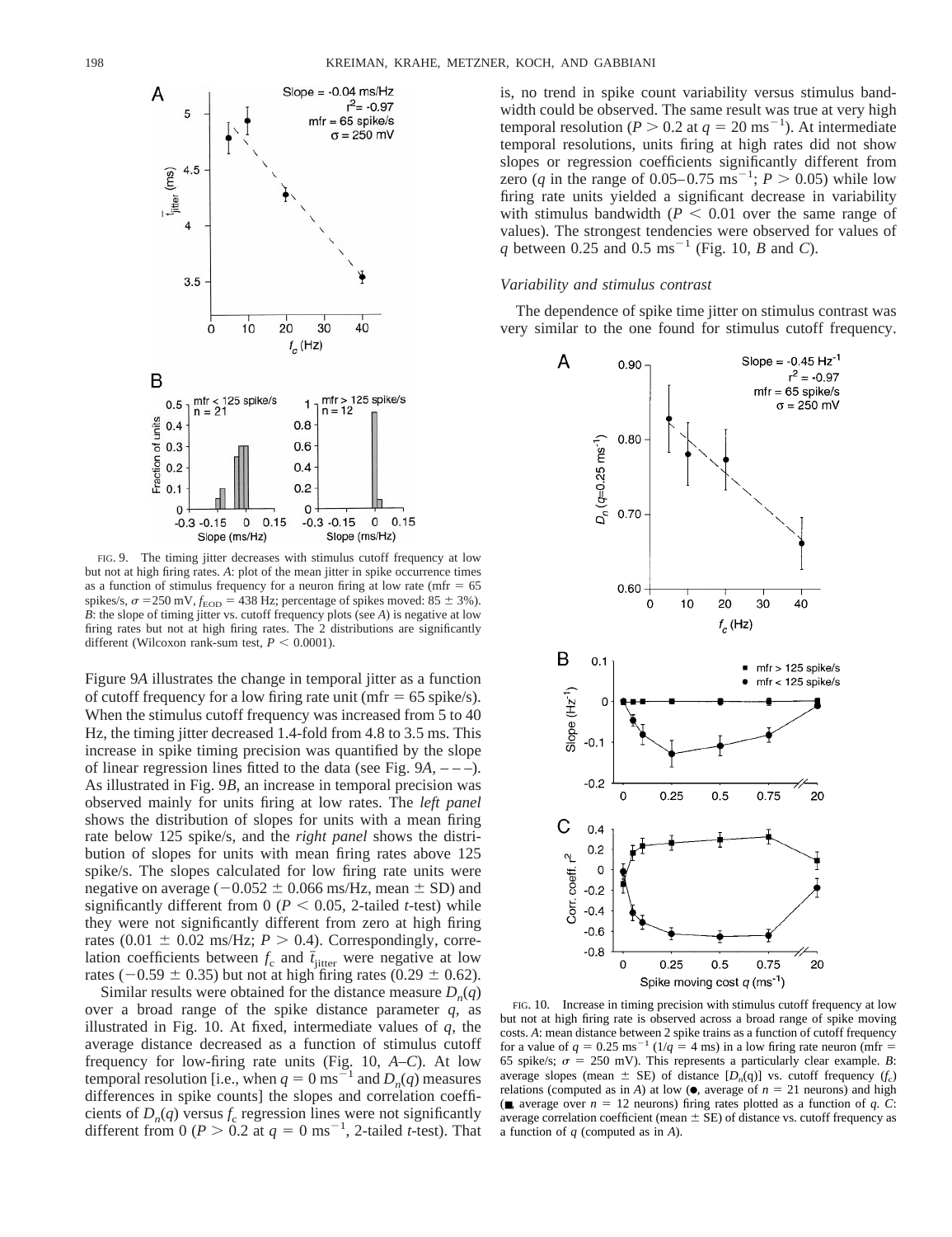FIG. 9. The timing jitter decreases with stimulus cutoff frequency at low but not at high firing rates. *A*: plot of the mean jitter in spike occurrence times as a function of stimulus frequency for a neuron firing at low rate (mfr = 65 spikes/s, $\sigma$ = 250 mV, $f_{EOD}$ = 438 Hz; percentage of spikes moved: 85 ± 3%). *B*: the slope of timing jitter vs. cutoff frequency plots (see *A*) is negative at low firing rates but not at high firing rates. The 2 distributions are significantly different (Wilcoxon rank-sum test, $P < 0.0001$).

Figure 9*A* illustrates the change in temporal jitter as a function of cutoff frequency for a low firing rate unit (mfr = 65 spike/s). When the stimulus cutoff frequency was increased from 5 to 40 Hz, the timing jitter decreased 1.4-fold from 4.8 to 3.5 ms. This increase in spike timing precision was quantified by the slope of linear regression lines fitted to the data (see Fig. 9*A*, – – –). As illustrated in Fig. 9*B*, an increase in temporal precision was observed mainly for units firing at low rates. The *left panel* shows the distribution of slopes for units with a mean firing rate below 125 spike/s, and the *right panel* shows the distribution of slopes for units with mean firing rates above 125 spike/s. The slopes calculated for low firing rate units were negative on average (−0.052 ± 0.066 ms/Hz, mean ± SD) and significantly different from 0 ($P < 0.05$, 2-tailed *t*-test) while they were not significantly different from zero at high firing rates (0.01 ± 0.02 ms/Hz; $P > 0.4$). Correspondingly, correlation coefficients between $f_c$ and $\bar{t}_{jitter}$ were negative at low rates (−0.59 ± 0.35) but not at high firing rates (0.29 ± 0.62).

Similar results were obtained for the distance measure $D_n(q)$ over a broad range of the spike distance parameter *q*, as illustrated in Fig. 10. At fixed, intermediate values of *q*, the average distance decreased as a function of stimulus cutoff frequency for low-firing rate units (Fig. 10, *A–C*). At low temporal resolution [i.e., when $q = 0$ ms$^{-1}$ and $D_n(q)$ measures differences in spike counts] the slopes and correlation coefficients of $D_n(q)$ versus $f_c$ regression lines were not significantly different from 0 ($P > 0.2$ at $q = 0$ ms$^{-1}$, 2-tailed *t*-test). That is, no trend in spike count variability versus stimulus bandwidth could be observed. The same result was true at very high temporal resolution ($P > 0.2$ at $q = 20$ ms$^{-1}$). At intermediate temporal resolutions, units firing at high rates did not show slopes or regression coefficients significantly different from zero (*q* in the range of 0.05–0.75 ms$^{-1}$; $P > 0.05$) while low firing rate units yielded a significant decrease in variability with stimulus bandwidth ($P < 0.01$ over the same range of values). The strongest tendencies were observed for values of *q* between 0.25 and 0.5 ms$^{-1}$ (Fig. 10, *B* and *C*).

### *Variability and stimulus contrast*

The dependence of spike time jitter on stimulus contrast was very similar to the one found for stimulus cutoff frequency.

FIG. 10. Increase in timing precision with stimulus cutoff frequency at low but not at high firing rate is observed across a broad range of spike moving costs. *A*: mean distance between 2 spike trains as a function of cutoff frequency for a value of $q = 0.25$ ms$^{-1}$ ($1/q = 4$ ms) in a low firing rate neuron (mfr = 65 spike/s; $\sigma$ = 250 mV). This represents a particularly clear example. *B*: average slopes (mean ± SE) of distance [$D_n$(q)] vs. cutoff frequency ($f_c$) relations (computed as in *A*) at low (●, average of $n = 21$ neurons) and high (■, average over $n = 12$ neurons) firing rates plotted as a function of *q*. *C*: average correlation coefficient (mean ± SE) of distance vs. cutoff frequency as a function of *q* (computed as in *A*).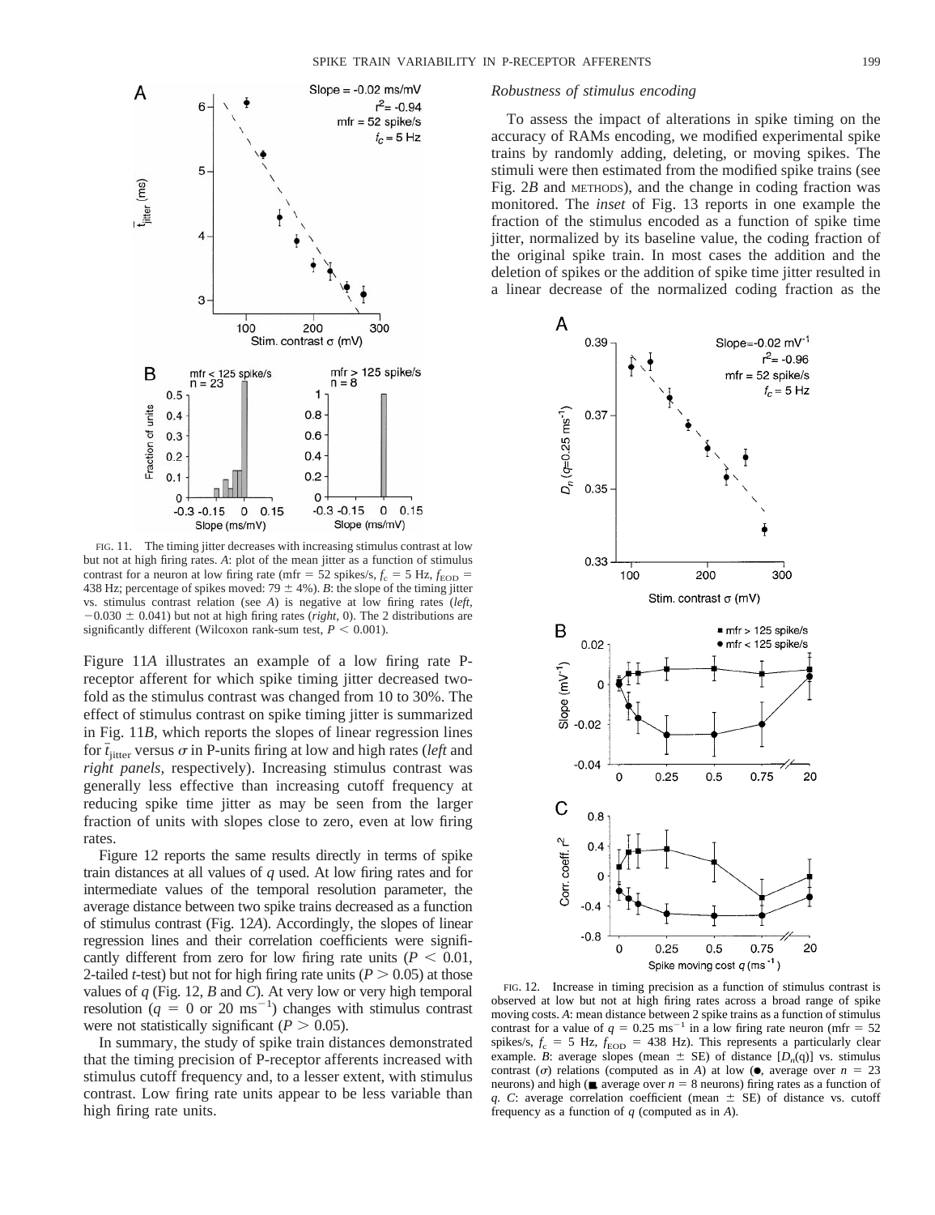FIG. 11. The timing jitter decreases with increasing stimulus contrast at low but not at high firing rates. *A*: plot of the mean jitter as a function of stimulus contrast for a neuron at low firing rate (mfr = 52 spikes/s, $f_c$ = 5 Hz, $f_{EOD}$ = 438 Hz; percentage of spikes moved: 79 ± 4%). *B*: the slope of the timing jitter vs. stimulus contrast relation (see *A*) is negative at low firing rates (*left*, −0.030 ± 0.041) but not at high firing rates (*right*, 0). The 2 distributions are significantly different (Wilcoxon rank-sum test, $P < 0.001$).

Figure 11*A* illustrates an example of a low firing rate P-receptor afferent for which spike timing jitter decreased two-fold as the stimulus contrast was changed from 10 to 30%. The effect of stimulus contrast on spike timing jitter is summarized in Fig. 11*B*, which reports the slopes of linear regression lines for $\bar{t}_{jitter}$ versus $\sigma$ in P-units firing at low and high rates (*left* and *right panels*, respectively). Increasing stimulus contrast was generally less effective than increasing cutoff frequency at reducing spike time jitter as may be seen from the larger fraction of units with slopes close to zero, even at low firing rates.

Figure 12 reports the same results directly in terms of spike train distances at all values of *q* used. At low firing rates and for intermediate values of the temporal resolution parameter, the average distance between two spike trains decreased as a function of stimulus contrast (Fig. 12*A*). Accordingly, the slopes of linear regression lines and their correlation coefficients were significantly different from zero for low firing rate units ($P < 0.01$, 2-tailed *t*-test) but not for high firing rate units ($P > 0.05$) at those values of *q* (Fig. 12, *B* and *C*). At very low or very high temporal resolution ($q = 0$ or 20 $ms^{-1}$) changes with stimulus contrast were not statistically significant ($P > 0.05$).

In summary, the study of spike train distances demonstrated that the timing precision of P-receptor afferents increased with stimulus cutoff frequency and, to a lesser extent, with stimulus contrast. Low firing rate units appear to be less variable than high firing rate units.

### *Robustness of stimulus encoding*

To assess the impact of alterations in spike timing on the accuracy of RAMs encoding, we modified experimental spike trains by randomly adding, deleting, or moving spikes. The stimuli were then estimated from the modified spike trains (see Fig. 2*B* and METHODS), and the change in coding fraction was monitored. The *inset* of Fig. 13 reports in one example the fraction of the stimulus encoded as a function of spike time jitter, normalized by its baseline value, the coding fraction of the original spike train. In most cases the addition and the deletion of spikes or the addition of spike time jitter resulted in a linear decrease of the normalized coding fraction as the

FIG. 12. Increase in timing precision as a function of stimulus contrast is observed at low but not at high firing rates across a broad range of spike moving costs. *A*: mean distance between 2 spike trains as a function of stimulus contrast for a value of $q = 0.25$ $ms^{-1}$ in a low firing rate neuron (mfr = 52 spikes/s, $f_c$ = 5 Hz, $f_{EOD}$ = 438 Hz). This represents a particularly clear example. *B*: average slopes (mean ± SE) of distance [$D_n(q)$] vs. stimulus contrast ($\sigma$) relations (computed as in *A*) at low (●, average over $n$ = 23 neurons) and high (■, average over $n$ = 8 neurons) firing rates as a function of *q*. *C*: average correlation coefficient (mean ± SE) of distance vs. cutoff frequency as a function of *q* (computed as in *A*).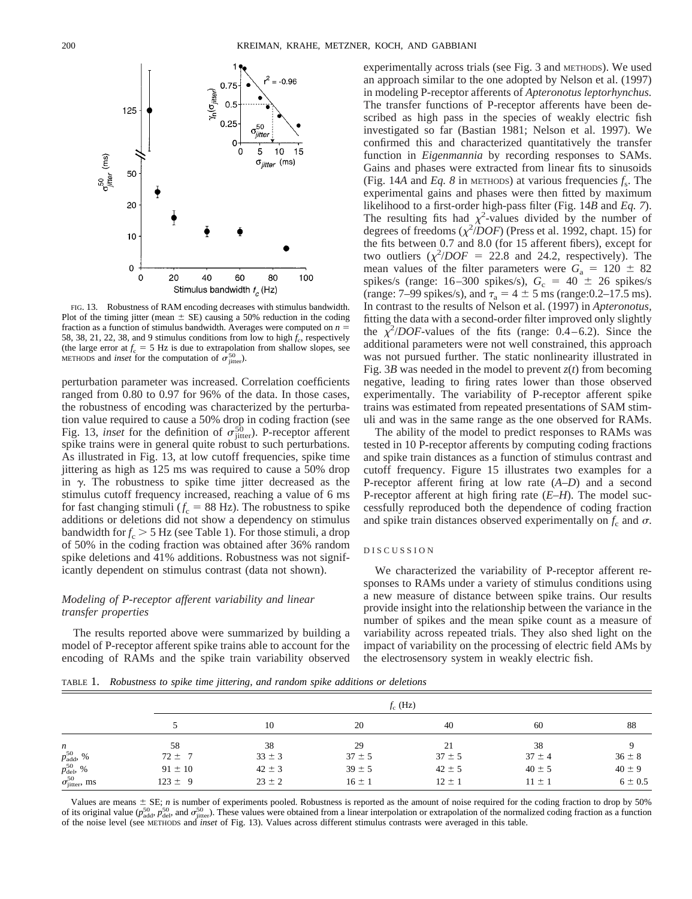FIG. 13. Robustness of RAM encoding decreases with stimulus bandwidth. Plot of the timing jitter (mean ± SE) causing a 50% reduction in the coding fraction as a function of stimulus bandwidth. Averages were computed on $n$ = 58, 38, 21, 22, 38, and 9 stimulus conditions from low to high $f_c$, respectively (the large error at $f_c = 5$ Hz is due to extrapolation from shallow slopes, see METHODS and *inset* for the computation of $\sigma_{\text{jitter}}^{50}$).

perturbation parameter was increased. Correlation coefficients ranged from 0.80 to 0.97 for 96% of the data. In those cases, the robustness of encoding was characterized by the perturbation value required to cause a 50% drop in coding fraction (see Fig. 13, *inset* for the definition of $\sigma_{\text{jitter}}^{50}$). P-receptor afferent spike trains were in general quite robust to such perturbations. As illustrated in Fig. 13, at low cutoff frequencies, spike time jittering as high as 125 ms was required to cause a 50% drop in $\gamma$. The robustness to spike time jitter decreased as the stimulus cutoff frequency increased, reaching a value of 6 ms for fast changing stimuli ($f_c = 88$ Hz). The robustness to spike additions or deletions did not show a dependency on stimulus bandwidth for $f_c > 5$ Hz (see Table 1). For those stimuli, a drop of 50% in the coding fraction was obtained after 36% random spike deletions and 41% additions. Robustness was not significantly dependent on stimulus contrast (data not shown).

### *Modeling of P-receptor afferent variability and linear transfer properties*

The results reported above were summarized by building a model of P-receptor afferent spike trains able to account for the encoding of RAMs and the spike train variability observed experimentally across trials (see Fig. 3 and METHODS). We used an approach similar to the one adopted by Nelson et al. (1997) in modeling P-receptor afferents of *Apteronotus leptorhynchus.* The transfer functions of P-receptor afferents have been described as high pass in the species of weakly electric fish investigated so far (Bastian 1981; Nelson et al. 1997). We confirmed this and characterized quantitatively the transfer function in *Eigenmannia* by recording responses to SAMs. Gains and phases were extracted from linear fits to sinusoids (Fig. 14*A* and *Eq. 8* in METHODS) at various frequencies $f_s$. The experimental gains and phases were then fitted by maximum likelihood to a first-order high-pass filter (Fig. 14*B* and *Eq. 7*). The resulting fits had $\chi^2$-values divided by the number of degrees of freedoms ($\chi^2/DOF$) (Press et al. 1992, chapt. 15) for the fits between 0.7 and 8.0 (for 15 afferent fibers), except for two outliers ($\chi^2/DOF$ = 22.8 and 24.2, respectively). The mean values of the filter parameters were $G_a = 120 \pm 82$ spikes/s (range: 16–300 spikes/s), $G_c = 40 \pm 26$ spikes/s (range: 7–99 spikes/s), and $\tau_a = 4 \pm 5$ ms (range:0.2–17.5 ms). In contrast to the results of Nelson et al. (1997) in *Apteronotus*, fitting the data with a second-order filter improved only slightly the $\chi^2/DOF$-values of the fits (range: 0.4–6.2). Since the additional parameters were not well constrained, this approach was not pursued further. The static nonlinearity illustrated in Fig. 3*B* was needed in the model to prevent $z(t)$ from becoming negative, leading to firing rates lower than those observed experimentally. The variability of P-receptor afferent spike trains was estimated from repeated presentations of SAM stimuli and was in the same range as the one observed for RAMs.

The ability of the model to predict responses to RAMs was tested in 10 P-receptor afferents by computing coding fractions and spike train distances as a function of stimulus contrast and cutoff frequency. Figure 15 illustrates two examples for a P-receptor afferent firing at low rate (*A–D*) and a second P-receptor afferent at high firing rate (*E–H*). The model successfully reproduced both the dependence of coding fraction and spike train distances observed experimentally on $f_c$ and $\sigma$.

## DISCUSSION

We characterized the variability of P-receptor afferent responses to RAMs under a variety of stimulus conditions using a new measure of distance between spike trains. Our results provide insight into the relationship between the variance in the number of spikes and the mean spike count as a measure of variability across repeated trials. They also shed light on the impact of variability on the processing of electric field AMs by the electrosensory system in weakly electric fish.

TABLE 1. *Robustness to spike time jittering, and random spike additions or deletions*

| | $f_c$ (Hz) | | | | | |
|---|---|---|---|---|---|---|
| | 5 | 10 | 20 | 40 | 60 | 88 |
| $n$ | 58 | 38 | 29 | 21 | 38 | 9 |
| $p_{\text{add}}^{50}$, % | 72 ± 7 | 33 ± 3 | 37 ± 5 | 37 ± 5 | 37 ± 4 | 36 ± 8 |
| $p_{\text{del}}^{50}$, % | 91 ± 10 | 42 ± 3 | 39 ± 5 | 42 ± 5 | 40 ± 5 | 40 ± 9 |
| $\sigma_{\text{jitter}}^{50}$, ms | 123 ± 9 | 23 ± 2 | 16 ± 1 | 12 ± 1 | 11 ± 1 | 6 ± 0.5 |

Values are means ± SE; $n$ is number of experiments pooled. Robustness is reported as the amount of noise required for the coding fraction to drop by 50% of its original value ($p_{\text{add}}^{50}$, $p_{\text{del}}^{50}$, and $\sigma_{\text{jitter}}^{50}$). These values were obtained from a linear interpolation or extrapolation of the normalized coding fraction as a function of the noise level (see METHODS and *inset* of Fig. 13). Values across different stimulus contrasts were averaged in this table.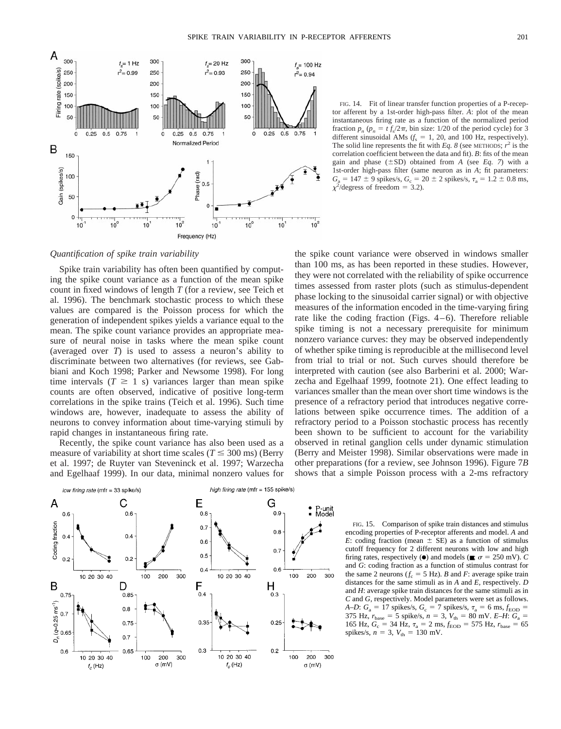FIG. 14. Fit of linear transfer function properties of a P-receptor afferent by a 1st-order high-pass filter. *A*: plot of the mean instantaneous firing rate as a function of the normalized period fraction $p_n$ ($p_n = t\, f_s/2\pi$, bin size: 1/20 of the period cycle) for 3 different sinusoidal AMs ($f_s$ = 1, 20, and 100 Hz, respectively). The solid line represents the fit with *Eq. 8* (see METHODS; $r^2$ is the correlation coefficient between the data and fit). *B*: fits of the mean gain and phase (±SD) obtained from *A* (see *Eq. 7*) with a 1st-order high-pass filter (same neuron as in *A*; fit parameters: $G_a$ = 147 ± 9 spikes/s, $G_c$ = 20 ± 2 spikes/s, $\tau_a$ = 1.2 ± 0.8 ms, $\chi^2$/degress of freedom = 3.2).

### *Quantification of spike train variability*

Spike train variability has often been quantified by computing the spike count variance as a function of the mean spike count in fixed windows of length *T* (for a review, see Teich et al. 1996). The benchmark stochastic process to which these values are compared is the Poisson process for which the generation of independent spikes yields a variance equal to the mean. The spike count variance provides an appropriate measure of neural noise in tasks where the mean spike count (averaged over *T*) is used to assess a neuron's ability to discriminate between two alternatives (for reviews, see Gabbiani and Koch 1998; Parker and Newsome 1998). For long time intervals ($T \geq 1$ s) variances larger than mean spike counts are often observed, indicative of positive long-term correlations in the spike trains (Teich et al. 1996). Such time windows are, however, inadequate to assess the ability of neurons to convey information about time-varying stimuli by rapid changes in instantaneous firing rate.

Recently, the spike count variance has also been used as a measure of variability at short time scales ($T \leq 300$ ms) (Berry et al. 1997; de Ruyter van Steveninck et al. 1997; Warzecha and Egelhaaf 1999). In our data, minimal nonzero values for the spike count variance were observed in windows smaller than 100 ms, as has been reported in these studies. However, they were not correlated with the reliability of spike occurrence times assessed from raster plots (such as stimulus-dependent phase locking to the sinusoidal carrier signal) or with objective measures of the information encoded in the time-varying firing rate like the coding fraction (Figs. 4–6). Therefore reliable spike timing is not a necessary prerequisite for minimum nonzero variance curves: they may be observed independently of whether spike timing is reproducible at the millisecond level from trial to trial or not. Such curves should therefore be interpreted with caution (see also Barberini et al. 2000; Warzecha and Egelhaaf 1999, footnote 21). One effect leading to variances smaller than the mean over short time windows is the presence of a refractory period that introduces negative correlations between spike occurrence times. The addition of a refractory period to a Poisson stochastic process has recently been shown to be sufficient to account for the variability observed in retinal ganglion cells under dynamic stimulation (Berry and Meister 1998). Similar observations were made in other preparations (for a review, see Johnson 1996). Figure 7*B* shows that a simple Poisson process with a 2-ms refractory

FIG. 15. Comparison of spike train distances and stimulus encoding properties of P-receptor afferents and model. *A* and *E*: coding fraction (mean ± SE) as a function of stimulus cutoff frequency for 2 different neurons with low and high firing rates, respectively (●) and models (■; $\sigma$ = 250 mV). *C* and *G*: coding fraction as a function of stimulus contrast for the same 2 neurons ($f_c$ = 5 Hz). *B* and *F*: average spike train distances for the same stimuli as in *A* and *E*, respectively. *D* and *H*: average spike train distances for the same stimuli as in *C* and *G*, respectively. Model parameters were set as follows. *A*–*D*: $G_a$ = 17 spikes/s, $G_c$ = 7 spikes/s, $\tau_a$ = 6 ms, $f_{EOD}$ = 375 Hz, $r_{base}$ = 5 spike/s, $n$ = 3, $V_{th}$ = 80 mV. *E*–*H*: $G_a$ = 165 Hz, $G_c$ = 34 Hz, $\tau_a$ = 2 ms, $f_{EOD}$ = 575 Hz, $r_{base}$ = 65 spikes/s, $n$ = 3, $V_{th}$ = 130 mV.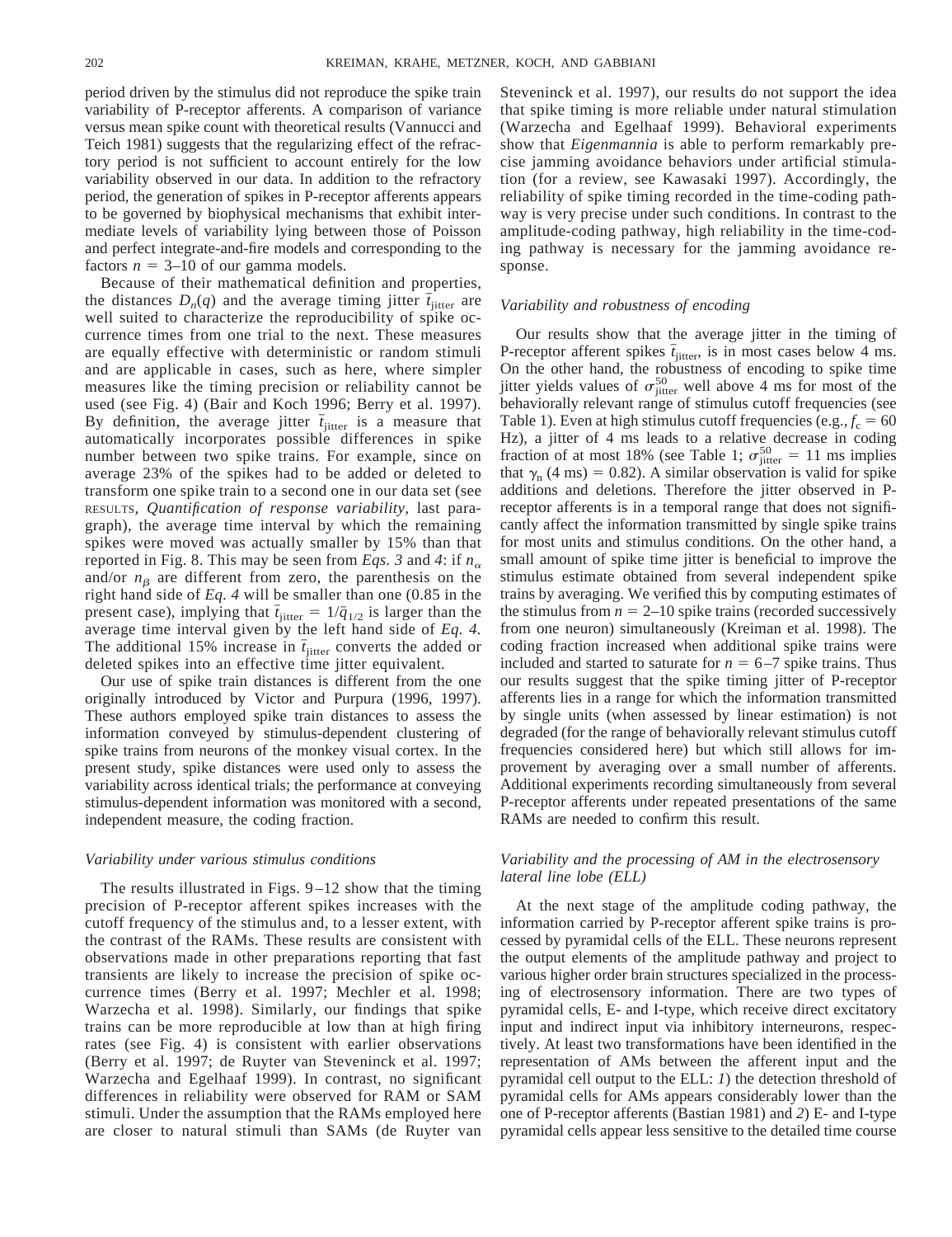period driven by the stimulus did not reproduce the spike train variability of P-receptor afferents. A comparison of variance versus mean spike count with theoretical results (Vannucci and Teich 1981) suggests that the regularizing effect of the refractory period is not sufficient to account entirely for the low variability observed in our data. In addition to the refractory period, the generation of spikes in P-receptor afferents appears to be governed by biophysical mechanisms that exhibit intermediate levels of variability lying between those of Poisson and perfect integrate-and-fire models and corresponding to the factors $n = 3$–10 of our gamma models.

Because of their mathematical definition and properties, the distances $D_n(q)$ and the average timing jitter $\bar{t}_{\text{jitter}}$ are well suited to characterize the reproducibility of spike occurrence times from one trial to the next. These measures are equally effective with deterministic or random stimuli and are applicable in cases, such as here, where simpler measures like the timing precision or reliability cannot be used (see Fig. 4) (Bair and Koch 1996; Berry et al. 1997). By definition, the average jitter $\bar{t}_{\text{jitter}}$ is a measure that automatically incorporates possible differences in spike number between two spike trains. For example, since on average 23% of the spikes had to be added or deleted to transform one spike train to a second one in our data set (see RESULTS, *Quantification of response variability*, last paragraph), the average time interval by which the remaining spikes were moved was actually smaller by 15% than that reported in Fig. 8. This may be seen from *Eqs. 3* and *4*: if $n_\alpha$ and/or $n_\beta$ are different from zero, the parenthesis on the right hand side of *Eq. 4* will be smaller than one (0.85 in the present case), implying that $\bar{t}_{\text{jitter}} = 1/\bar{q}_{1/2}$ is larger than the average time interval given by the left hand side of *Eq. 4*. The additional 15% increase in $\bar{t}_{\text{jitter}}$ converts the added or deleted spikes into an effective time jitter equivalent.

Our use of spike train distances is different from the one originally introduced by Victor and Purpura (1996, 1997). These authors employed spike train distances to assess the information conveyed by stimulus-dependent clustering of spike trains from neurons of the monkey visual cortex. In the present study, spike distances were used only to assess the variability across identical trials; the performance at conveying stimulus-dependent information was monitored with a second, independent measure, the coding fraction.

### *Variability under various stimulus conditions*

The results illustrated in Figs. 9–12 show that the timing precision of P-receptor afferent spikes increases with the cutoff frequency of the stimulus and, to a lesser extent, with the contrast of the RAMs. These results are consistent with observations made in other preparations reporting that fast transients are likely to increase the precision of spike occurrence times (Berry et al. 1997; Mechler et al. 1998; Warzecha et al. 1998). Similarly, our findings that spike trains can be more reproducible at low than at high firing rates (see Fig. 4) is consistent with earlier observations (Berry et al. 1997; de Ruyter van Steveninck et al. 1997; Warzecha and Egelhaaf 1999). In contrast, no significant differences in reliability were observed for RAM or SAM stimuli. Under the assumption that the RAMs employed here are closer to natural stimuli than SAMs (de Ruyter van Steveninck et al. 1997), our results do not support the idea that spike timing is more reliable under natural stimulation (Warzecha and Egelhaaf 1999). Behavioral experiments show that *Eigenmannia* is able to perform remarkably precise jamming avoidance behaviors under artificial stimulation (for a review, see Kawasaki 1997). Accordingly, the reliability of spike timing recorded in the time-coding pathway is very precise under such conditions. In contrast to the amplitude-coding pathway, high reliability in the time-coding pathway is necessary for the jamming avoidance response.

### *Variability and robustness of encoding*

Our results show that the average jitter in the timing of P-receptor afferent spikes $\bar{t}_{\text{jitter}}$, is in most cases below 4 ms. On the other hand, the robustness of encoding to spike time jitter yields values of $\sigma^{50}_{\text{jitter}}$ well above 4 ms for most of the behaviorally relevant range of stimulus cutoff frequencies (see Table 1). Even at high stimulus cutoff frequencies (e.g., $f_c = 60$ Hz), a jitter of 4 ms leads to a relative decrease in coding fraction of at most 18% (see Table 1; $\sigma^{50}_{\text{jitter}} = 11$ ms implies that $\gamma_n$ (4 ms) = 0.82). A similar observation is valid for spike additions and deletions. Therefore the jitter observed in P-receptor afferents is in a temporal range that does not significantly affect the information transmitted by single spike trains for most units and stimulus conditions. On the other hand, a small amount of spike time jitter is beneficial to improve the stimulus estimate obtained from several independent spike trains by averaging. We verified this by computing estimates of the stimulus from $n = 2$–10 spike trains (recorded successively from one neuron) simultaneously (Kreiman et al. 1998). The coding fraction increased when additional spike trains were included and started to saturate for $n = 6$–7 spike trains. Thus our results suggest that the spike timing jitter of P-receptor afferents lies in a range for which the information transmitted by single units (when assessed by linear estimation) is not degraded (for the range of behaviorally relevant stimulus cutoff frequencies considered here) but which still allows for improvement by averaging over a small number of afferents. Additional experiments recording simultaneously from several P-receptor afferents under repeated presentations of the same RAMs are needed to confirm this result.

### *Variability and the processing of AM in the electrosensory lateral line lobe (ELL)*

At the next stage of the amplitude coding pathway, the information carried by P-receptor afferent spike trains is processed by pyramidal cells of the ELL. These neurons represent the output elements of the amplitude pathway and project to various higher order brain structures specialized in the processing of electrosensory information. There are two types of pyramidal cells, E- and I-type, which receive direct excitatory input and indirect input via inhibitory interneurons, respectively. At least two transformations have been identified in the representation of AMs between the afferent input and the pyramidal cell output to the ELL: *1*) the detection threshold of pyramidal cells for AMs appears considerably lower than the one of P-receptor afferents (Bastian 1981) and *2*) E- and I-type pyramidal cells appear less sensitive to the detailed time course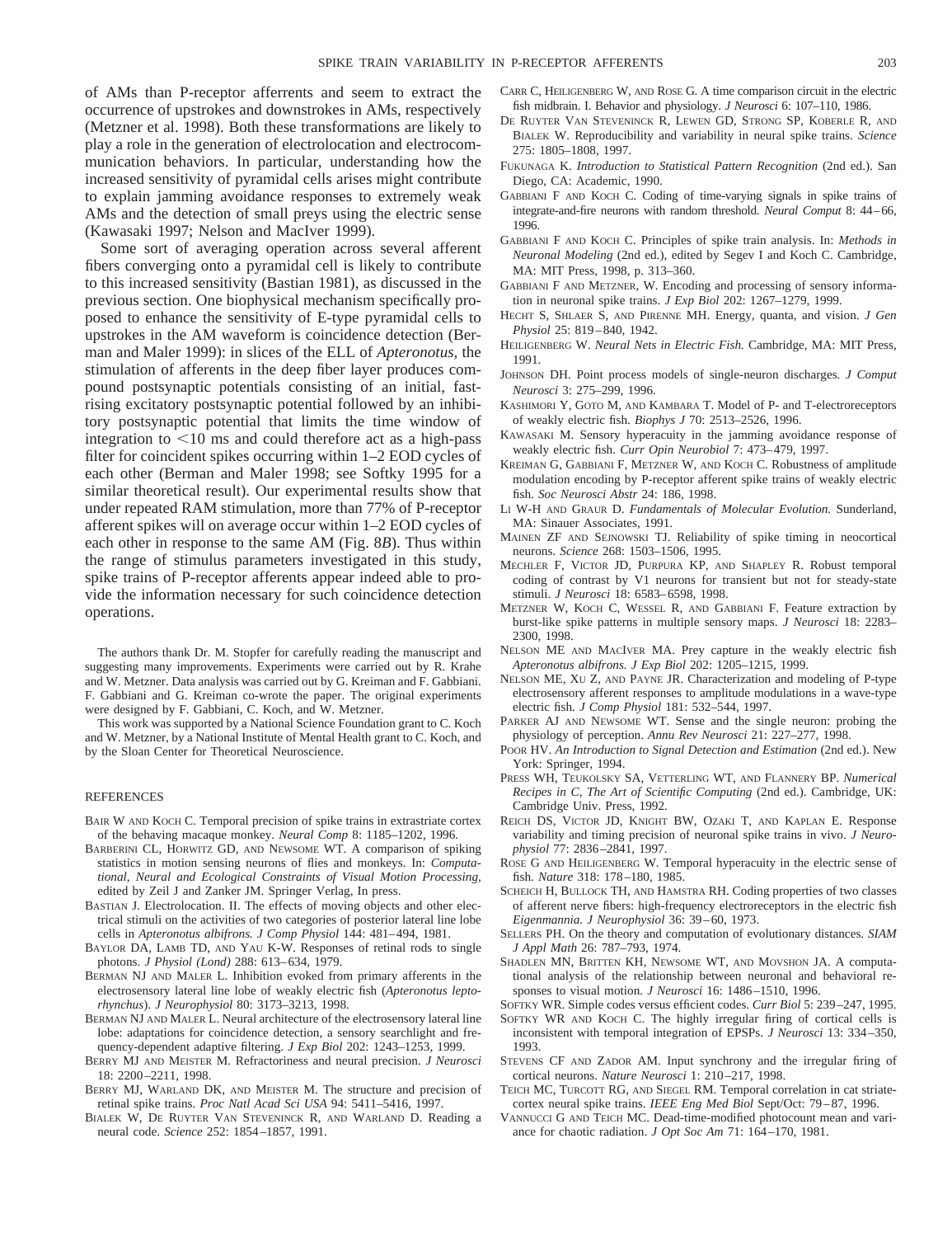of AMs than P-receptor afferrents and seem to extract the occurrence of upstrokes and downstrokes in AMs, respectively (Metzner et al. 1998). Both these transformations are likely to play a role in the generation of electrolocation and electrocommunication behaviors. In particular, understanding how the increased sensitivity of pyramidal cells arises might contribute to explain jamming avoidance responses to extremely weak AMs and the detection of small preys using the electric sense (Kawasaki 1997; Nelson and MacIver 1999).

Some sort of averaging operation across several afferent fibers converging onto a pyramidal cell is likely to contribute to this increased sensitivity (Bastian 1981), as discussed in the previous section. One biophysical mechanism specifically proposed to enhance the sensitivity of E-type pyramidal cells to upstrokes in the AM waveform is coincidence detection (Berman and Maler 1999): in slices of the ELL of *Apteronotus*, the stimulation of afferents in the deep fiber layer produces compound postsynaptic potentials consisting of an initial, fast-rising excitatory postsynaptic potential followed by an inhibitory postsynaptic potential that limits the time window of integration to <10 ms and could therefore act as a high-pass filter for coincident spikes occurring within 1–2 EOD cycles of each other (Berman and Maler 1998; see Softky 1995 for a similar theoretical result). Our experimental results show that under repeated RAM stimulation, more than 77% of P-receptor afferent spikes will on average occur within 1–2 EOD cycles of each other in response to the same AM (Fig. 8*B*). Thus within the range of stimulus parameters investigated in this study, spike trains of P-receptor afferents appear indeed able to provide the information necessary for such coincidence detection operations.

The authors thank Dr. M. Stopfer for carefully reading the manuscript and suggesting many improvements. Experiments were carried out by R. Krahe and W. Metzner. Data analysis was carried out by G. Kreiman and F. Gabbiani. F. Gabbiani and G. Kreiman co-wrote the paper. The original experiments were designed by F. Gabbiani, C. Koch, and W. Metzner.

This work was supported by a National Science Foundation grant to C. Koch and W. Metzner, by a National Institute of Mental Health grant to C. Koch, and by the Sloan Center for Theoretical Neuroscience.

## REFERENCES

Bair W and Koch C. Temporal precision of spike trains in extrastriate cortex of the behaving macaque monkey. *Neural Comp* 8: 1185–1202, 1996.

Barberini CL, Horwitz GD, and Newsome WT. A comparison of spiking statistics in motion sensing neurons of flies and monkeys. In: *Computational, Neural and Ecological Constraints of Visual Motion Processing*, edited by Zeil J and Zanker JM. Springer Verlag, In press.

Bastian J. Electrolocation. II. The effects of moving objects and other electrical stimuli on the activities of two categories of posterior lateral line lobe cells in *Apteronotus albifrons. J Comp Physiol* 144: 481–494, 1981.

Baylor DA, Lamb TD, and Yau K-W. Responses of retinal rods to single photons. *J Physiol (Lond)* 288: 613–634, 1979.

Berman NJ and Maler L. Inhibition evoked from primary afferents in the electrosensory lateral line lobe of weakly electric fish (*Apteronotus leptorhynchus*). *J Neurophysiol* 80: 3173–3213, 1998.

Berman NJ and Maler L. Neural architecture of the electrosensory lateral line lobe: adaptations for coincidence detection, a sensory searchlight and frequency-dependent adaptive filtering. *J Exp Biol* 202: 1243–1253, 1999.

Berry MJ and Meister M. Refractoriness and neural precision. *J Neurosci* 18: 2200–2211, 1998.

Berry MJ, Warland DK, and Meister M. The structure and precision of retinal spike trains. *Proc Natl Acad Sci USA* 94: 5411–5416, 1997.

Bialek W, De Ruyter Van Steveninck R, and Warland D. Reading a neural code. *Science* 252: 1854–1857, 1991.

Carr C, Heiligenberg W, and Rose G. A time comparison circuit in the electric fish midbrain. I. Behavior and physiology. *J Neurosci* 6: 107–110, 1986.

De Ruyter Van Steveninck R, Lewen GD, Strong SP, Koberle R, and Bialek W. Reproducibility and variability in neural spike trains. *Science* 275: 1805–1808, 1997.

Fukunaga K. *Introduction to Statistical Pattern Recognition* (2nd ed.). San Diego, CA: Academic, 1990.

Gabbiani F and Koch C. Coding of time-varying signals in spike trains of integrate-and-fire neurons with random threshold. *Neural Comput* 8: 44–66, 1996.

Gabbiani F and Koch C. Principles of spike train analysis. In: *Methods in Neuronal Modeling* (2nd ed.), edited by Segev I and Koch C. Cambridge, MA: MIT Press, 1998, p. 313–360.

Gabbiani F and Metzner, W. Encoding and processing of sensory information in neuronal spike trains. *J Exp Biol* 202: 1267–1279, 1999.

Hecht S, Shlaer S, and Pirenne MH. Energy, quanta, and vision. *J Gen Physiol* 25: 819–840, 1942.

Heiligenberg W. *Neural Nets in Electric Fish.* Cambridge, MA: MIT Press, 1991.

Johnson DH. Point process models of single-neuron discharges. *J Comput Neurosci* 3: 275–299, 1996.

Kashimori Y, Goto M, and Kambara T. Model of P- and T-electroreceptors of weakly electric fish. *Biophys J* 70: 2513–2526, 1996.

Kawasaki M. Sensory hyperacuity in the jamming avoidance response of weakly electric fish. *Curr Opin Neurobiol* 7: 473–479, 1997.

Kreiman G, Gabbiani F, Metzner W, and Koch C. Robustness of amplitude modulation encoding by P-receptor afferent spike trains of weakly electric fish. *Soc Neurosci Abstr* 24: 186, 1998.

Li W-H and Graur D. *Fundamentals of Molecular Evolution.* Sunderland, MA: Sinauer Associates, 1991.

Mainen ZF and Sejnowski TJ. Reliability of spike timing in neocortical neurons. *Science* 268: 1503–1506, 1995.

Mechler F, Victor JD, Purpura KP, and Shapley R. Robust temporal coding of contrast by V1 neurons for transient but not for steady-state stimuli. *J Neurosci* 18: 6583–6598, 1998.

Metzner W, Koch C, Wessel R, and Gabbiani F. Feature extraction by burst-like spike patterns in multiple sensory maps. *J Neurosci* 18: 2283–2300, 1998.

Nelson ME and MacIver MA. Prey capture in the weakly electric fish *Apteronotus albifrons. J Exp Biol* 202: 1205–1215, 1999.

Nelson ME, Xu Z, and Payne JR. Characterization and modeling of P-type electrosensory afferent responses to amplitude modulations in a wave-type electric fish. *J Comp Physiol* 181: 532–544, 1997.

Parker AJ and Newsome WT. Sense and the single neuron: probing the physiology of perception. *Annu Rev Neurosci* 21: 227–277, 1998.

Poor HV. *An Introduction to Signal Detection and Estimation* (2nd ed.). New York: Springer, 1994.

Press WH, Teukolsky SA, Vetterling WT, and Flannery BP. *Numerical Recipes in C, The Art of Scientific Computing* (2nd ed.). Cambridge, UK: Cambridge Univ. Press, 1992.

Reich DS, Victor JD, Knight BW, Ozaki T, and Kaplan E. Response variability and timing precision of neuronal spike trains in vivo. *J Neurophysiol* 77: 2836–2841, 1997.

Rose G and Heiligenberg W. Temporal hyperacuity in the electric sense of fish. *Nature* 318: 178–180, 1985.

Scheich H, Bullock TH, and Hamstra RH. Coding properties of two classes of afferent nerve fibers: high-frequency electroreceptors in the electric fish *Eigenmannia. J Neurophysiol* 36: 39–60, 1973.

Sellers PH. On the theory and computation of evolutionary distances. *SIAM J Appl Math* 26: 787–793, 1974.

Shadlen MN, Britten KH, Newsome WT, and Movshon JA. A computational analysis of the relationship between neuronal and behavioral responses to visual motion. *J Neurosci* 16: 1486–1510, 1996.

Softky WR. Simple codes versus efficient codes. *Curr Biol* 5: 239–247, 1995.

Softky WR and Koch C. The highly irregular firing of cortical cells is inconsistent with temporal integration of EPSPs. *J Neurosci* 13: 334–350, 1993.

Stevens CF and Zador AM. Input synchrony and the irregular firing of cortical neurons. *Nature Neurosci* 1: 210–217, 1998.

Teich MC, Turcott RG, and Siegel RM. Temporal correlation in cat striate-cortex neural spike trains. *IEEE Eng Med Biol* Sept/Oct: 79–87, 1996.

Vannucci G and Teich MC. Dead-time-modified photocount mean and variance for chaotic radiation. *J Opt Soc Am* 71: 164–170, 1981.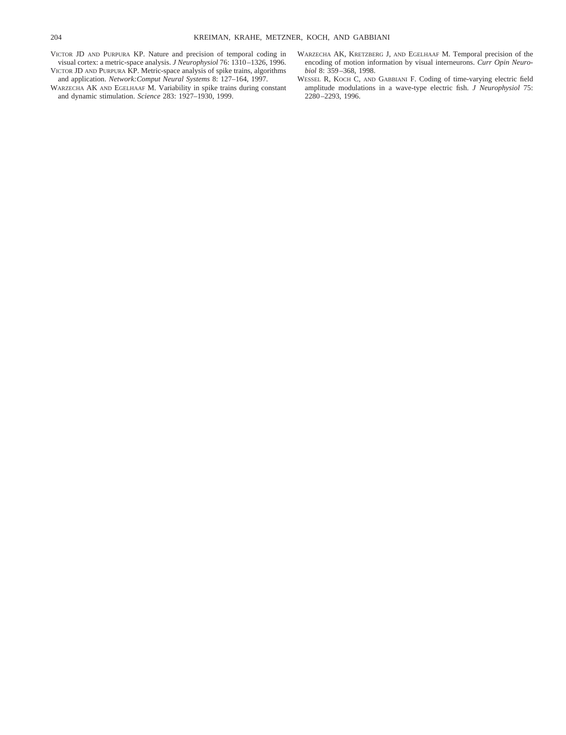Victor JD and Purpura KP. Nature and precision of temporal coding in visual cortex: a metric-space analysis. *J Neurophysiol* 76: 1310–1326, 1996.

Victor JD and Purpura KP. Metric-space analysis of spike trains, algorithms and application. *Network:Comput Neural Systems* 8: 127–164, 1997.

Warzecha AK and Egelhaaf M. Variability in spike trains during constant and dynamic stimulation. *Science* 283: 1927–1930, 1999.

Warzecha AK, Kretzberg J, and Egelhaaf M. Temporal precision of the encoding of motion information by visual interneurons. *Curr Opin Neurobiol* 8: 359–368, 1998.

Wessel R, Koch C, and Gabbiani F. Coding of time-varying electric field amplitude modulations in a wave-type electric fish. *J Neurophysiol* 75: 2280–2293, 1996.